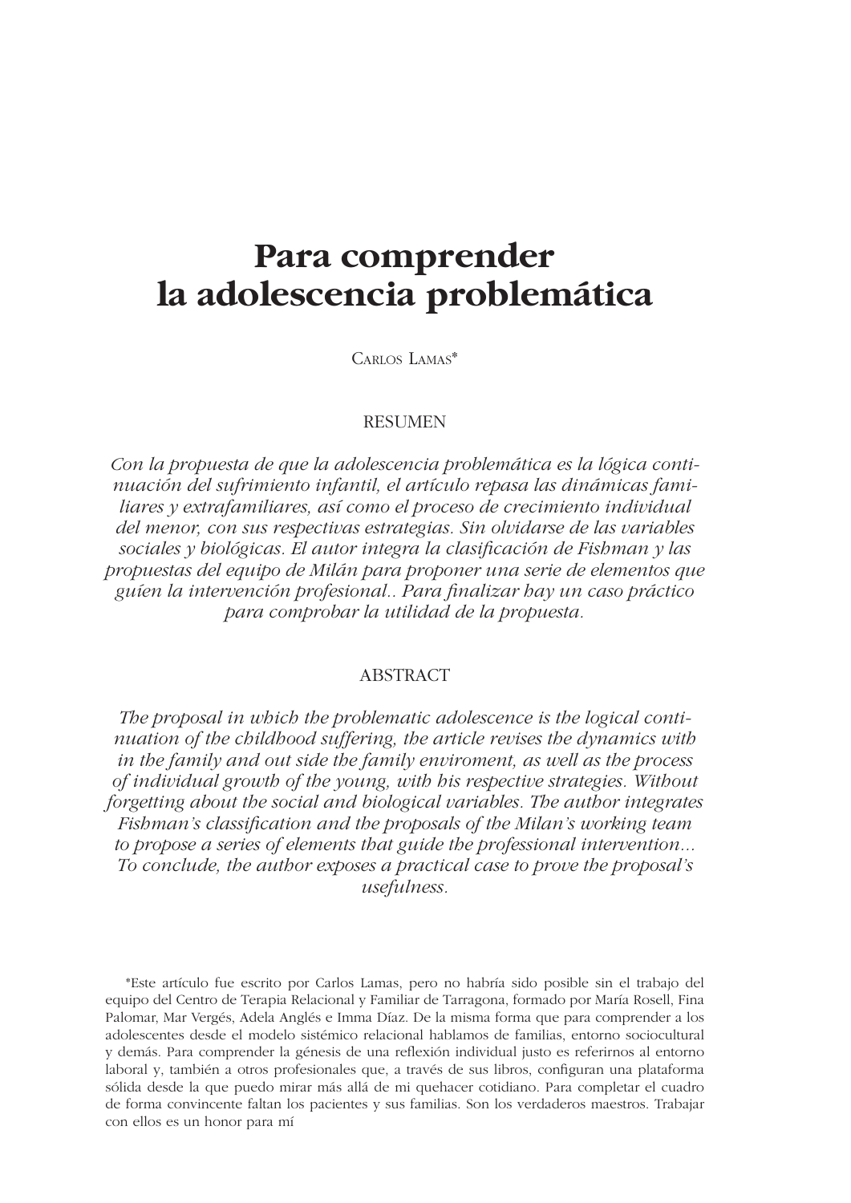# Para comprender la adolescencia problemática

Carlos Lamas*

## RESUMEN

*Con la propuesta de que la adolescencia problemática es la lógica continuación del sufrimiento infantil, el artículo repasa las dinámicas familiares y extrafamiliares, así como el proceso de crecimiento individual del menor, con sus respectivas estrategias. Sin olvidarse de las variables sociales y biológicas. El autor integra la clasificación de Fishman y las propuestas del equipo de Milán para proponer una serie de elementos que guíen la intervención profesional.. Para finalizar hay un caso práctico para comprobar la utilidad de la propuesta.*

## ABSTRACT

*The proposal in which the problematic adolescence is the logical continuation of the childhood suffering, the article revises the dynamics with in the family and out side the family enviroment, as well as the process of individual growth of the young, with his respective strategies. Without forgetting about the social and biological variables. The author integrates Fishman's classification and the proposals of the Milan's working team to propose a series of elements that guide the professional intervention... To conclude, the author exposes a practical case to prove the proposal's usefulness.*

*Este artículo fue escrito por Carlos Lamas, pero no habría sido posible sin el trabajo del equipo del Centro de Terapia Relacional y Familiar de Tarragona, formado por María Rosell, Fina Palomar, Mar Vergés, Adela Anglés e Imma Díaz. De la misma forma que para comprender a los adolescentes desde el modelo sistémico relacional hablamos de familias, entorno sociocultural y demás. Para comprender la génesis de una reflexión individual justo es referirnos al entorno laboral y, también a otros profesionales que, a través de sus libros, configuran una plataforma sólida desde la que puedo mirar más allá de mi quehacer cotidiano. Para completar el cuadro de forma convincente faltan los pacientes y sus familias. Son los verdaderos maestros. Trabajar con ellos es un honor para mí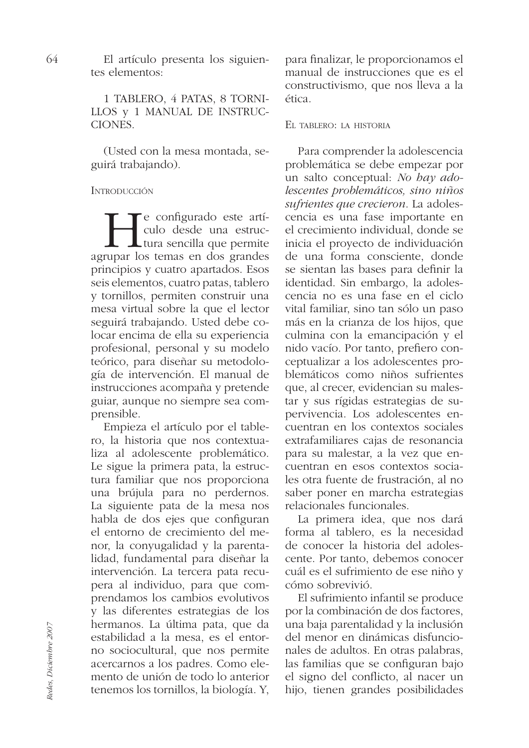El artículo presenta los siguientes elementos:

1 TABLERO, 4 PATAS, 8 TORNILLOS y 1 MANUAL DE INSTRUCCIONES.

(Usted con la mesa montada, seguirá trabajando).

## Introducción

He configurado este artículo desde una estructura sencilla que permite agrupar los temas en dos grandes principios y cuatro apartados. Esos seis elementos, cuatro patas, tablero y tornillos, permiten construir una mesa virtual sobre la que el lector seguirá trabajando. Usted debe colocar encima de ella su experiencia profesional, personal y su modelo teórico, para diseñar su metodología de intervención. El manual de instrucciones acompaña y pretende guiar, aunque no siempre sea comprensible.

Empieza el artículo por el tablero, la historia que nos contextualiza al adolescente problemático. Le sigue la primera pata, la estructura familiar que nos proporciona una brújula para no perdernos. La siguiente pata de la mesa nos habla de dos ejes que configuran el entorno de crecimiento del menor, la conyugalidad y la parentalidad, fundamental para diseñar la intervención. La tercera pata recupera al individuo, para que comprendamos los cambios evolutivos y las diferentes estrategias de los hermanos. La última pata, que da estabilidad a la mesa, es el entorno sociocultural, que nos permite acercarnos a los padres. Como elemento de unión de todo lo anterior tenemos los tornillos, la biología. Y, para finalizar, le proporcionamos el manual de instrucciones que es el constructivismo, que nos lleva a la ética.

## El tablero: la historia

Para comprender la adolescencia problemática se debe empezar por un salto conceptual: *No hay adolescentes problemáticos, sino niños sufrientes que crecieron*. La adolescencia es una fase importante en el crecimiento individual, donde se inicia el proyecto de individuación de una forma consciente, donde se sientan las bases para definir la identidad. Sin embargo, la adolescencia no es una fase en el ciclo vital familiar, sino tan sólo un paso más en la crianza de los hijos, que culmina con la emancipación y el nido vacío. Por tanto, prefiero conceptualizar a los adolescentes problemáticos como niños sufrientes que, al crecer, evidencian su malestar y sus rígidas estrategias de supervivencia. Los adolescentes encuentran en los contextos sociales extrafamiliares cajas de resonancia para su malestar, a la vez que encuentran en esos contextos sociales otra fuente de frustración, al no saber poner en marcha estrategias relacionales funcionales.

La primera idea, que nos dará forma al tablero, es la necesidad de conocer la historia del adolescente. Por tanto, debemos conocer cuál es el sufrimiento de ese niño y cómo sobrevivió.

El sufrimiento infantil se produce por la combinación de dos factores, una baja parentalidad y la inclusión del menor en dinámicas disfuncionales de adultos. En otras palabras, las familias que se configuran bajo el signo del conflicto, al nacer un hijo, tienen grandes posibilidades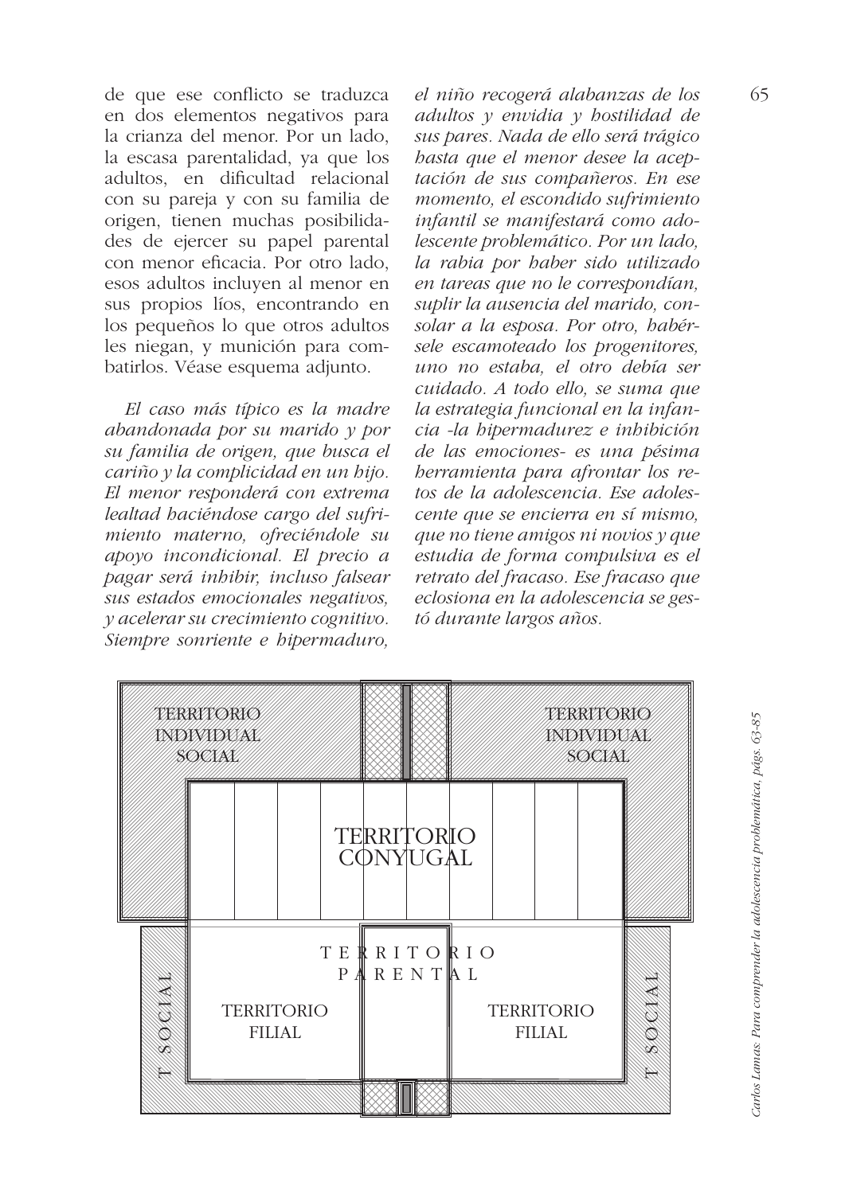de que ese conflicto se traduzca en dos elementos negativos para la crianza del menor. Por un lado, la escasa parentalidad, ya que los adultos, en dificultad relacional con su pareja y con su familia de origen, tienen muchas posibilidades de ejercer su papel parental con menor eficacia. Por otro lado, esos adultos incluyen al menor en sus propios líos, encontrando en los pequeños lo que otros adultos les niegan, y munición para combatirlos. Véase esquema adjunto.

*El caso más típico es la madre abandonada por su marido y por su familia de origen, que busca el cariño y la complicidad en un hijo. El menor responderá con extrema lealtad haciéndose cargo del sufrimiento materno, ofreciéndole su apoyo incondicional. El precio a pagar será inhibir, incluso falsear sus estados emocionales negativos, y acelerar su crecimiento cognitivo. Siempre sonriente e hipermaduro, el niño recogerá alabanzas de los adultos y envidia y hostilidad de sus pares. Nada de ello será trágico hasta que el menor desee la aceptación de sus compañeros. En ese momento, el escondido sufrimiento infantil se manifestará como adolescente problemático. Por un lado, la rabia por haber sido utilizado en tareas que no le correspondían, suplir la ausencia del marido, consolar a la esposa. Por otro, habérsele escamoteado los progenitores, uno no estaba, el otro debía ser cuidado. A todo ello, se suma que la estrategia funcional en la infancia -la hipermadurez e inhibición de las emociones- es una pésima herramienta para afrontar los retos de la adolescencia. Ese adolescente que se encierra en sí mismo, que no tiene amigos ni novios y que estudia de forma compulsiva es el retrato del fracaso. Ese fracaso que eclosiona en la adolescencia se gestó durante largos años.*

TERRITORIO INDIVIDUAL SOCIAL | TERRITORIO INDIVIDUAL SOCIAL

TERRITORIO CONYUGAL

TERRITORIO PARENTAL

T SOCIAL | TERRITORIO FILIAL | TERRITORIO FILIAL | T SOCIAL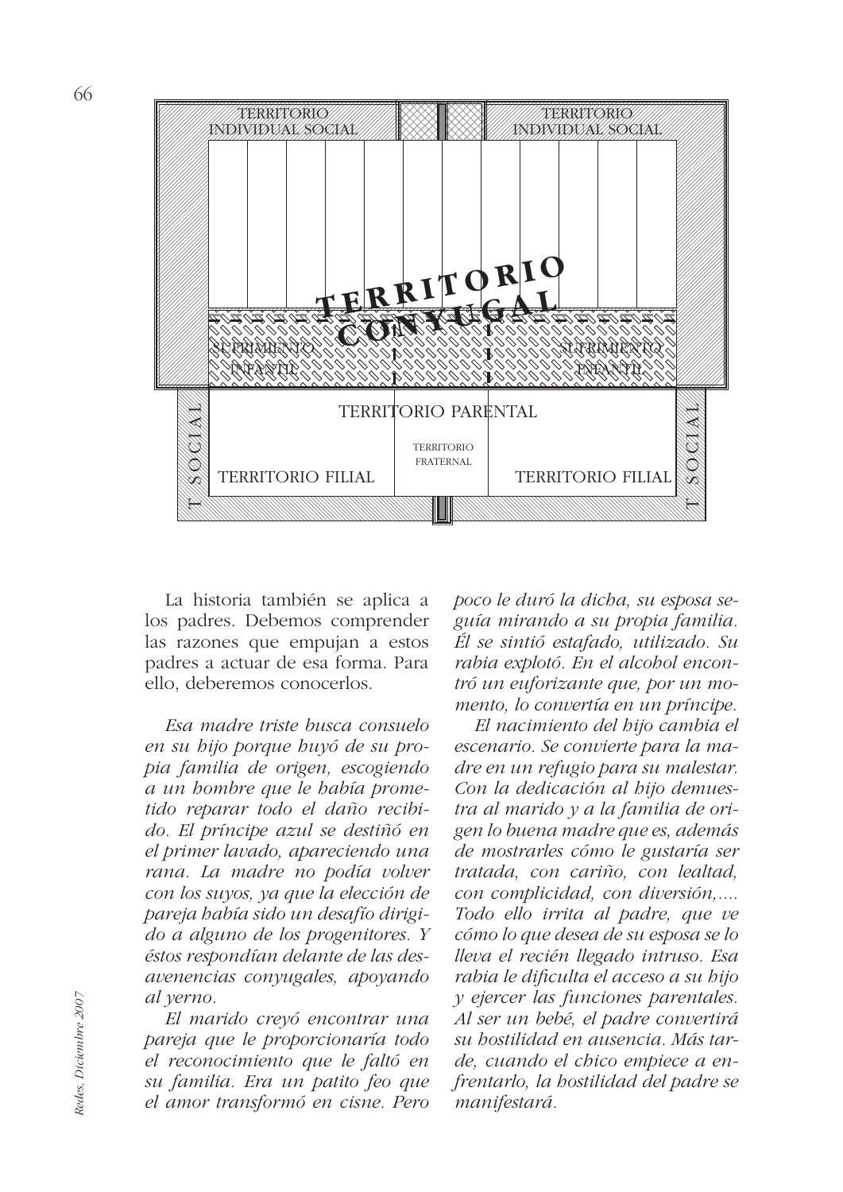La historia también se aplica a los padres. Debemos comprender las razones que empujan a estos padres a actuar de esa forma. Para ello, deberemos conocerlos.

*Esa madre triste busca consuelo en su hijo porque huyó de su propia familia de origen, escogiendo a un hombre que le había prometido reparar todo el daño recibido. El príncipe azul se destiñó en el primer lavado, apareciendo una rana. La madre no podía volver con los suyos, ya que la elección de pareja había sido un desafío dirigido a alguno de los progenitores. Y éstos respondían delante de las desavenencias conyugales, apoyando al yerno.*

*El marido creyó encontrar una pareja que le proporcionaría todo el reconocimiento que le faltó en su familia. Era un patito feo que el amor transformó en cisne. Pero poco le duró la dicha, su esposa seguía mirando a su propia familia. Él se sintió estafado, utilizado. Su rabia explotó. En el alcohol encontró un euforizante que, por un momento, lo convertía en un príncipe.*

*El nacimiento del hijo cambia el escenario. Se convierte para la madre en un refugio para su malestar. Con la dedicación al hijo demuestra al marido y a la familia de origen lo buena madre que es, además de mostrarles cómo le gustaría ser tratada, con cariño, con lealtad, con complicidad, con diversión,.... Todo ello irrita al padre, que ve cómo lo que desea de su esposa se lo lleva el recién llegado intruso. Esa rabia le dificulta el acceso a su hijo y ejercer las funciones parentales. Al ser un bebé, el padre convertirá su hostilidad en ausencia. Más tarde, cuando el chico empiece a enfrentarlo, la hostilidad del padre se manifestará.*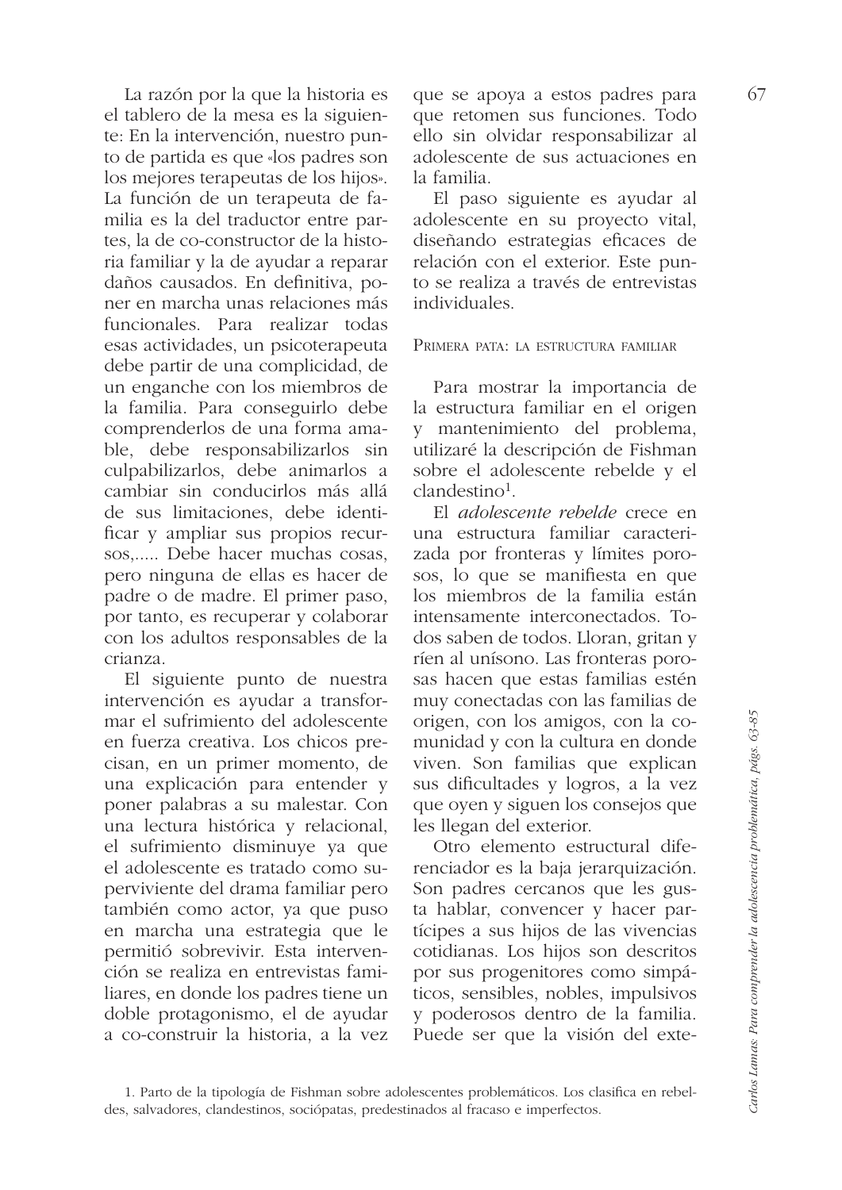La razón por la que la historia es el tablero de la mesa es la siguiente: En la intervención, nuestro punto de partida es que «los padres son los mejores terapeutas de los hijos». La función de un terapeuta de familia es la del traductor entre partes, la de co-constructor de la historia familiar y la de ayudar a reparar daños causados. En definitiva, poner en marcha unas relaciones más funcionales. Para realizar todas esas actividades, un psicoterapeuta debe partir de una complicidad, de un enganche con los miembros de la familia. Para conseguirlo debe comprenderlos de una forma amable, debe responsabilizarlos sin culpabilizarlos, debe animarlos a cambiar sin conducirlos más allá de sus limitaciones, debe identificar y ampliar sus propios recursos,..... Debe hacer muchas cosas, pero ninguna de ellas es hacer de padre o de madre. El primer paso, por tanto, es recuperar y colaborar con los adultos responsables de la crianza.

El siguiente punto de nuestra intervención es ayudar a transformar el sufrimiento del adolescente en fuerza creativa. Los chicos precisan, en un primer momento, de una explicación para entender y poner palabras a su malestar. Con una lectura histórica y relacional, el sufrimiento disminuye ya que el adolescente es tratado como superviviente del drama familiar pero también como actor, ya que puso en marcha una estrategia que le permitió sobrevivir. Esta intervención se realiza en entrevistas familiares, en donde los padres tiene un doble protagonismo, el de ayudar a co-construir la historia, a la vez que se apoya a estos padres para que retomen sus funciones. Todo ello sin olvidar responsabilizar al adolescente de sus actuaciones en la familia.

El paso siguiente es ayudar al adolescente en su proyecto vital, diseñando estrategias eficaces de relación con el exterior. Este punto se realiza a través de entrevistas individuales.

### Primera pata: la estructura familiar

Para mostrar la importancia de la estructura familiar en el origen y mantenimiento del problema, utilizaré la descripción de Fishman sobre el adolescente rebelde y el clandestino[1].

El *adolescente rebelde* crece en una estructura familiar caracterizada por fronteras y límites porosos, lo que se manifiesta en que los miembros de la familia están intensamente interconectados. Todos saben de todos. Lloran, gritan y ríen al unísono. Las fronteras porosas hacen que estas familias estén muy conectadas con las familias de origen, con los amigos, con la comunidad y con la cultura en donde viven. Son familias que explican sus dificultades y logros, a la vez que oyen y siguen los consejos que les llegan del exterior.

Otro elemento estructural diferenciador es la baja jerarquización. Son padres cercanos que les gusta hablar, convencer y hacer partícipes a sus hijos de las vivencias cotidianas. Los hijos son descritos por sus progenitores como simpáticos, sensibles, nobles, impulsivos y poderosos dentro de la familia. Puede ser que la visión del exte-

1. Parto de la tipología de Fishman sobre adolescentes problemáticos. Los clasifica en rebeldes, salvadores, clandestinos, sociópatas, predestinados al fracaso e imperfectos.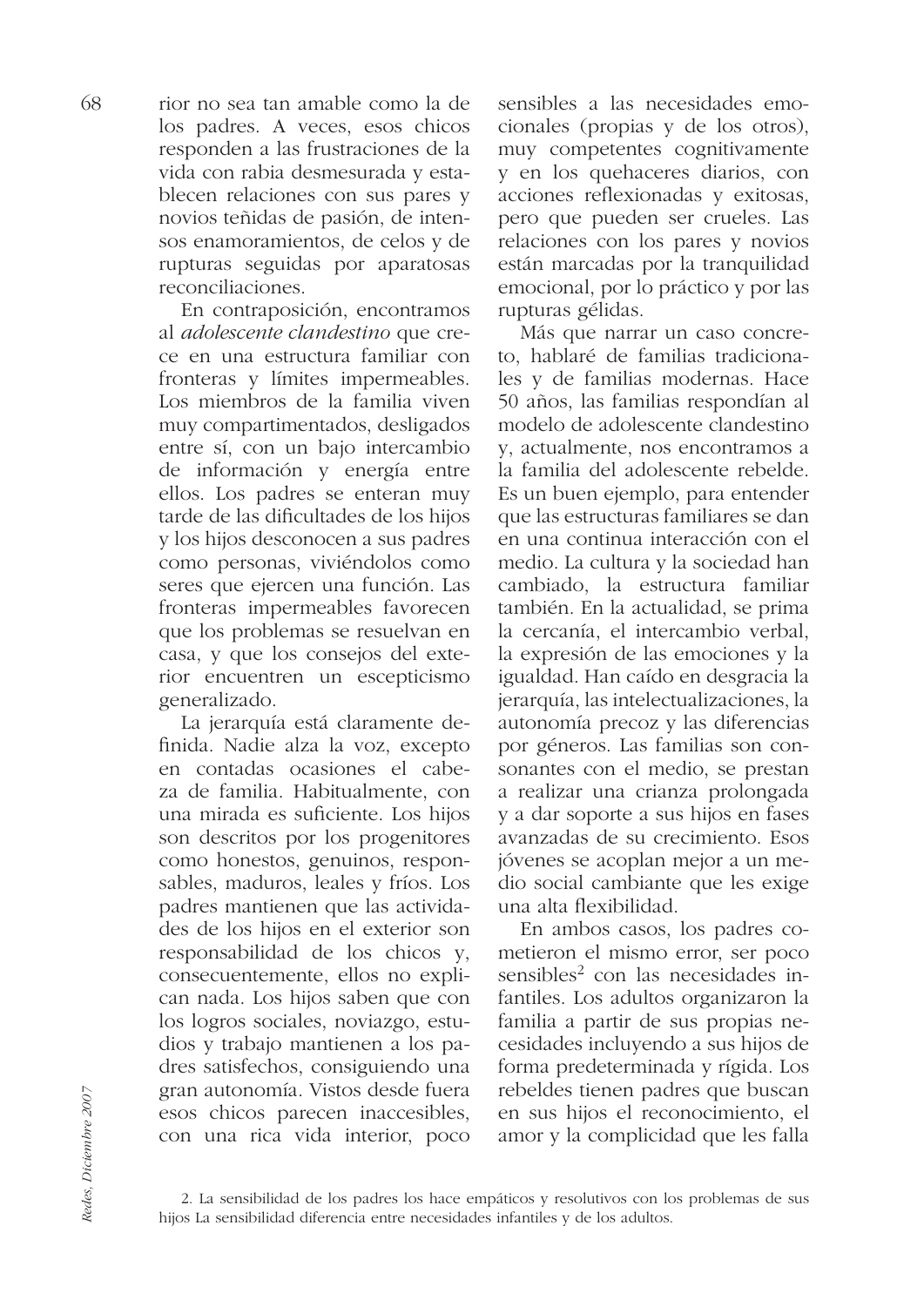rior no sea tan amable como la de los padres. A veces, esos chicos responden a las frustraciones de la vida con rabia desmesurada y establecen relaciones con sus pares y novios teñidas de pasión, de intensos enamoramientos, de celos y de rupturas seguidas por aparatosas reconciliaciones.

En contraposición, encontramos al *adolescente clandestino* que crece en una estructura familiar con fronteras y límites impermeables. Los miembros de la familia viven muy compartimentados, desligados entre sí, con un bajo intercambio de información y energía entre ellos. Los padres se enteran muy tarde de las dificultades de los hijos y los hijos desconocen a sus padres como personas, viviéndolos como seres que ejercen una función. Las fronteras impermeables favorecen que los problemas se resuelvan en casa, y que los consejos del exterior encuentren un escepticismo generalizado.

La jerarquía está claramente definida. Nadie alza la voz, excepto en contadas ocasiones el cabeza de familia. Habitualmente, con una mirada es suficiente. Los hijos son descritos por los progenitores como honestos, genuinos, responsables, maduros, leales y fríos. Los padres mantienen que las actividades de los hijos en el exterior son responsabilidad de los chicos y, consecuentemente, ellos no explican nada. Los hijos saben que con los logros sociales, noviazgo, estudios y trabajo mantienen a los padres satisfechos, consiguiendo una gran autonomía. Vistos desde fuera esos chicos parecen inaccesibles, con una rica vida interior, poco sensibles a las necesidades emocionales (propias y de los otros), muy competentes cognitivamente y en los quehaceres diarios, con acciones reflexionadas y exitosas, pero que pueden ser crueles. Las relaciones con los pares y novios están marcadas por la tranquilidad emocional, por lo práctico y por las rupturas gélidas.

Más que narrar un caso concreto, hablaré de familias tradicionales y de familias modernas. Hace 50 años, las familias respondían al modelo de adolescente clandestino y, actualmente, nos encontramos a la familia del adolescente rebelde. Es un buen ejemplo, para entender que las estructuras familiares se dan en una continua interacción con el medio. La cultura y la sociedad han cambiado, la estructura familiar también. En la actualidad, se prima la cercanía, el intercambio verbal, la expresión de las emociones y la igualdad. Han caído en desgracia la jerarquía, las intelectualizaciones, la autonomía precoz y las diferencias por géneros. Las familias son consonantes con el medio, se prestan a realizar una crianza prolongada y a dar soporte a sus hijos en fases avanzadas de su crecimiento. Esos jóvenes se acoplan mejor a un medio social cambiante que les exige una alta flexibilidad.

En ambos casos, los padres cometieron el mismo error, ser poco sensibles[2] con las necesidades infantiles. Los adultos organizaron la familia a partir de sus propias necesidades incluyendo a sus hijos de forma predeterminada y rígida. Los rebeldes tienen padres que buscan en sus hijos el reconocimiento, el amor y la complicidad que les falla

2. La sensibilidad de los padres los hace empáticos y resolutivos con los problemas de sus hijos La sensibilidad diferencia entre necesidades infantiles y de los adultos.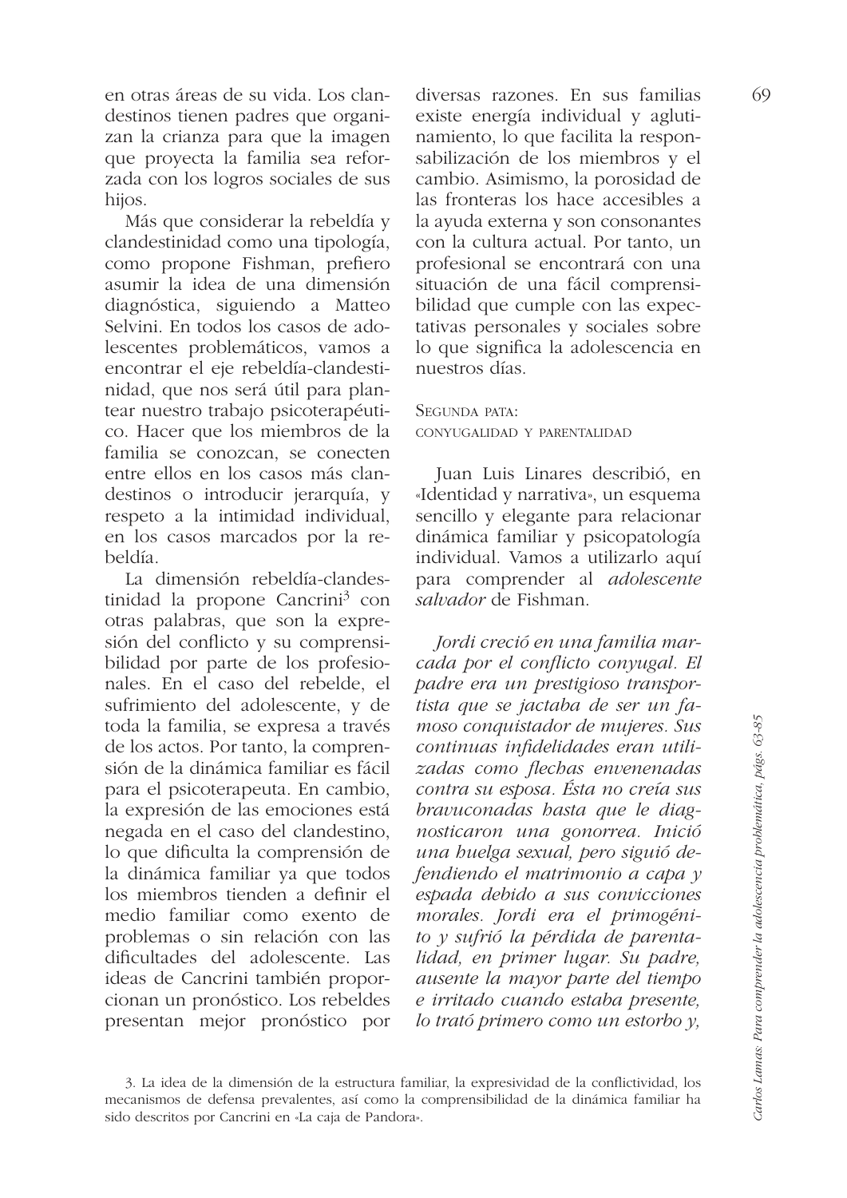en otras áreas de su vida. Los clandestinos tienen padres que organizan la crianza para que la imagen que proyecta la familia sea reforzada con los logros sociales de sus hijos.

Más que considerar la rebeldía y clandestinidad como una tipología, como propone Fishman, prefiero asumir la idea de una dimensión diagnóstica, siguiendo a Matteo Selvini. En todos los casos de adolescentes problemáticos, vamos a encontrar el eje rebeldía-clandestinidad, que nos será útil para plantear nuestro trabajo psicoterapéutico. Hacer que los miembros de la familia se conozcan, se conecten entre ellos en los casos más clandestinos o introducir jerarquía, y respeto a la intimidad individual, en los casos marcados por la rebeldía.

La dimensión rebeldía-clandestinidad la propone Cancrini[3] con otras palabras, que son la expresión del conflicto y su comprensibilidad por parte de los profesionales. En el caso del rebelde, el sufrimiento del adolescente, y de toda la familia, se expresa a través de los actos. Por tanto, la comprensión de la dinámica familiar es fácil para el psicoterapeuta. En cambio, la expresión de las emociones está negada en el caso del clandestino, lo que dificulta la comprensión de la dinámica familiar ya que todos los miembros tienden a definir el medio familiar como exento de problemas o sin relación con las dificultades del adolescente. Las ideas de Cancrini también proporcionan un pronóstico. Los rebeldes presentan mejor pronóstico por diversas razones. En sus familias existe energía individual y aglutinamiento, lo que facilita la responsabilización de los miembros y el cambio. Asimismo, la porosidad de las fronteras los hace accesibles a la ayuda externa y son consonantes con la cultura actual. Por tanto, un profesional se encontrará con una situación de una fácil comprensibilidad que cumple con las expectativas personales y sociales sobre lo que significa la adolescencia en nuestros días.

## Segunda pata: conyugalidad y parentalidad

Juan Luis Linares describió, en «Identidad y narrativa», un esquema sencillo y elegante para relacionar dinámica familiar y psicopatología individual. Vamos a utilizarlo aquí para comprender al *adolescente salvador* de Fishman.

*Jordi creció en una familia marcada por el conflicto conyugal. El padre era un prestigioso transportista que se jactaba de ser un famoso conquistador de mujeres. Sus continuas infidelidades eran utilizadas como flechas envenenadas contra su esposa. Ésta no creía sus bravuconadas hasta que le diagnosticaron una gonorrea. Inició una huelga sexual, pero siguió defendiendo el matrimonio a capa y espada debido a sus convicciones morales. Jordi era el primogénito y sufrió la pérdida de parentalidad, en primer lugar. Su padre, ausente la mayor parte del tiempo e irritado cuando estaba presente, lo trató primero como un estorbo y,*

3. La idea de la dimensión de la estructura familiar, la expresividad de la conflictividad, los mecanismos de defensa prevalentes, así como la comprensibilidad de la dinámica familiar ha sido descritos por Cancrini en «La caja de Pandora».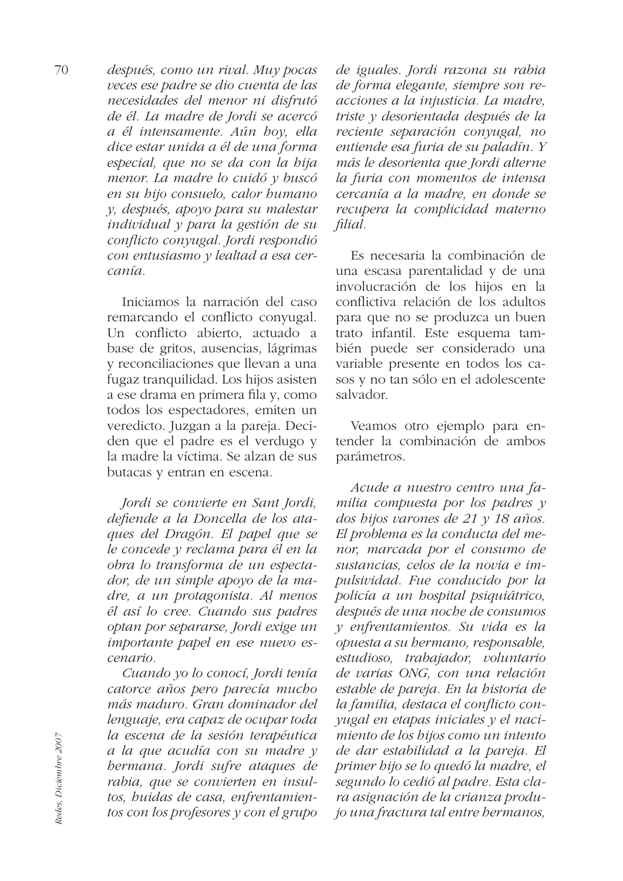*después, como un rival. Muy pocas veces ese padre se dio cuenta de las necesidades del menor ni disfrutó de él. La madre de Jordi se acercó a él intensamente. Aún hoy, ella dice estar unida a él de una forma especial, que no se da con la hija menor. La madre lo cuidó y buscó en su hijo consuelo, calor humano y, después, apoyo para su malestar individual y para la gestión de su conflicto conyugal. Jordi respondió con entusiasmo y lealtad a esa cercanía.*

Iniciamos la narración del caso remarcando el conflicto conyugal. Un conflicto abierto, actuado a base de gritos, ausencias, lágrimas y reconciliaciones que llevan a una fugaz tranquilidad. Los hijos asisten a ese drama en primera fila y, como todos los espectadores, emiten un veredicto. Juzgan a la pareja. Deciden que el padre es el verdugo y la madre la víctima. Se alzan de sus butacas y entran en escena.

*Jordi se convierte en Sant Jordi, defiende a la Doncella de los ataques del Dragón. El papel que se le concede y reclama para él en la obra lo transforma de un espectador, de un simple apoyo de la madre, a un protagonista. Al menos él así lo cree. Cuando sus padres optan por separarse, Jordi exige un importante papel en ese nuevo escenario.*

*Cuando yo lo conocí, Jordi tenía catorce años pero parecía mucho más maduro. Gran dominador del lenguaje, era capaz de ocupar toda la escena de la sesión terapéutica a la que acudía con su madre y hermana. Jordi sufre ataques de rabia, que se convierten en insultos, huidas de casa, enfrentamientos con los profesores y con el grupo de iguales. Jordi razona su rabia de forma elegante, siempre son reacciones a la injusticia. La madre, triste y desorientada después de la reciente separación conyugal, no entiende esa furia de su paladín. Y más le desorienta que Jordi alterne la furia con momentos de intensa cercanía a la madre, en donde se recupera la complicidad materno filial.*

Es necesaria la combinación de una escasa parentalidad y de una involucración de los hijos en la conflictiva relación de los adultos para que no se produzca un buen trato infantil. Este esquema también puede ser considerado una variable presente en todos los casos y no tan sólo en el adolescente salvador.

Veamos otro ejemplo para entender la combinación de ambos parámetros.

*Acude a nuestro centro una familia compuesta por los padres y dos hijos varones de 21 y 18 años. El problema es la conducta del menor, marcada por el consumo de sustancias, celos de la novia e impulsividad. Fue conducido por la policía a un hospital psiquiátrico, después de una noche de consumos y enfrentamientos. Su vida es la opuesta a su hermano, responsable, estudioso, trabajador, voluntario de varias ONG, con una relación estable de pareja. En la historia de la familia, destaca el conflicto conyugal en etapas iniciales y el nacimiento de los hijos como un intento de dar estabilidad a la pareja. El primer hijo se lo quedó la madre, el segundo lo cedió al padre. Esta clara asignación de la crianza produjo una fractura tal entre hermanos,*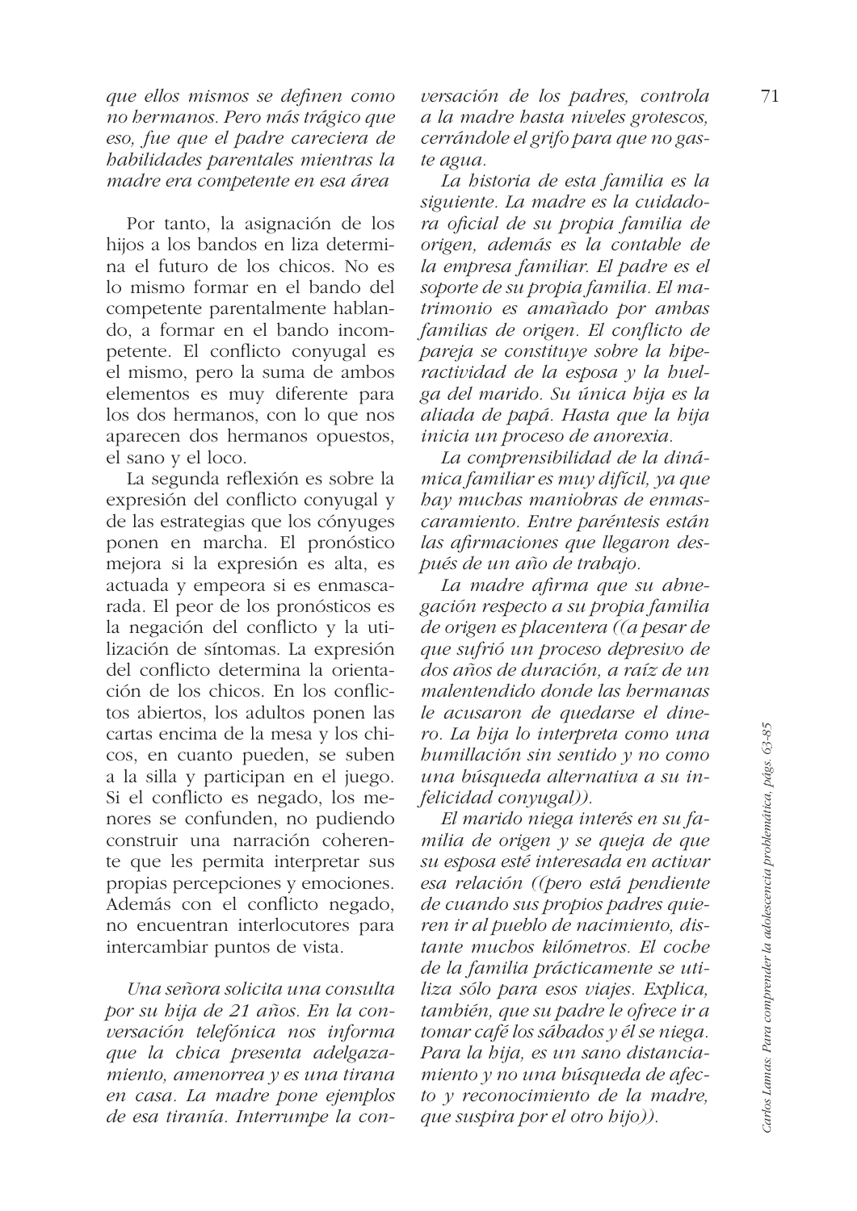*que ellos mismos se definen como no hermanos. Pero más trágico que eso, fue que el padre careciera de habilidades parentales mientras la madre era competente en esa área*

Por tanto, la asignación de los hijos a los bandos en liza determina el futuro de los chicos. No es lo mismo formar en el bando del competente parentalmente hablando, a formar en el bando incompetente. El conflicto conyugal es el mismo, pero la suma de ambos elementos es muy diferente para los dos hermanos, con lo que nos aparecen dos hermanos opuestos, el sano y el loco.

La segunda reflexión es sobre la expresión del conflicto conyugal y de las estrategias que los cónyuges ponen en marcha. El pronóstico mejora si la expresión es alta, es actuada y empeora si es enmascarada. El peor de los pronósticos es la negación del conflicto y la utilización de síntomas. La expresión del conflicto determina la orientación de los chicos. En los conflictos abiertos, los adultos ponen las cartas encima de la mesa y los chicos, en cuanto pueden, se suben a la silla y participan en el juego. Si el conflicto es negado, los menores se confunden, no pudiendo construir una narración coherente que les permita interpretar sus propias percepciones y emociones. Además con el conflicto negado, no encuentran interlocutores para intercambiar puntos de vista.

*Una señora solicita una consulta por su hija de 21 años. En la conversación telefónica nos informa que la chica presenta adelgazamiento, amenorrea y es una tirana en casa. La madre pone ejemplos de esa tiranía. Interrumpe la conversación de los padres, controla a la madre hasta niveles grotescos, cerrándole el grifo para que no gaste agua.*

*La historia de esta familia es la siguiente. La madre es la cuidadora oficial de su propia familia de origen, además es la contable de la empresa familiar. El padre es el soporte de su propia familia. El matrimonio es amañado por ambas familias de origen. El conflicto de pareja se constituye sobre la hiperactividad de la esposa y la huelga del marido. Su única hija es la aliada de papá. Hasta que la hija inicia un proceso de anorexia.*

*La comprensibilidad de la dinámica familiar es muy difícil, ya que hay muchas maniobras de enmascaramiento. Entre paréntesis están las afirmaciones que llegaron después de un año de trabajo.*

*La madre afirma que su abnegación respecto a su propia familia de origen es placentera ((a pesar de que sufrió un proceso depresivo de dos años de duración, a raíz de un malentendido donde las hermanas le acusaron de quedarse el dinero. La hija lo interpreta como una humillación sin sentido y no como una búsqueda alternativa a su infelicidad conyugal)).*

*El marido niega interés en su familia de origen y se queja de que su esposa esté interesada en activar esa relación ((pero está pendiente de cuando sus propios padres quieren ir al pueblo de nacimiento, distante muchos kilómetros. El coche de la familia prácticamente se utiliza sólo para esos viajes. Explica, también, que su padre le ofrece ir a tomar café los sábados y él se niega. Para la hija, es un sano distanciamiento y no una búsqueda de afecto y reconocimiento de la madre, que suspira por el otro hijo)).*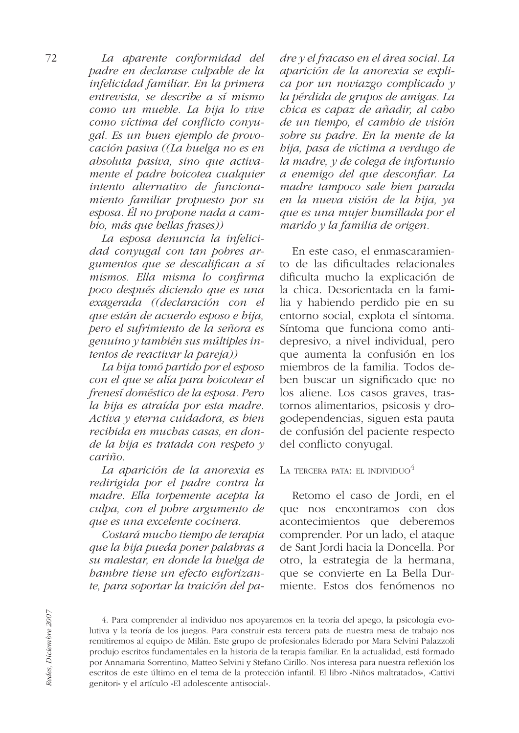*La aparente conformidad del padre en declarase culpable de la infelicidad familiar. En la primera entrevista, se describe a sí mismo como un mueble. La hija lo vive como víctima del conflicto conyugal. Es un buen ejemplo de provocación pasiva ((La huelga no es en absoluta pasiva, sino que activamente el padre boicotea cualquier intento alternativo de funcionamiento familiar propuesto por su esposa. Él no propone nada a cambio, más que bellas frases))*

*La esposa denuncia la infelicidad conyugal con tan pobres argumentos que se descalifican a sí mismos. Ella misma lo confirma poco después diciendo que es una exagerada ((declaración con el que están de acuerdo esposo e hija, pero el sufrimiento de la señora es genuino y también sus múltiples intentos de reactivar la pareja))*

*La hija tomó partido por el esposo con el que se alía para boicotear el frenesí doméstico de la esposa. Pero la hija es atraída por esta madre. Activa y eterna cuidadora, es bien recibida en muchas casas, en donde la hija es tratada con respeto y cariño.*

*La aparición de la anorexia es redirigida por el padre contra la madre. Ella torpemente acepta la culpa, con el pobre argumento de que es una excelente cocinera.*

*Costará mucho tiempo de terapia que la hija pueda poner palabras a su malestar, en donde la huelga de hambre tiene un efecto euforizante, para soportar la traición del padre y el fracaso en el área social. La aparición de la anorexia se explica por un noviazgo complicado y la pérdida de grupos de amigas. La chica es capaz de añadir, al cabo de un tiempo, el cambio de visión sobre su padre. En la mente de la hija, pasa de víctima a verdugo de la madre, y de colega de infortunio a enemigo del que desconfiar. La madre tampoco sale bien parada en la nueva visión de la hija, ya que es una mujer humillada por el marido y la familia de origen.*

En este caso, el enmascaramiento de las dificultades relacionales dificulta mucho la explicación de la chica. Desorientada en la familia y habiendo perdido pie en su entorno social, explota el síntoma. Síntoma que funciona como antidepresivo, a nivel individual, pero que aumenta la confusión en los miembros de la familia. Todos deben buscar un significado que no los aliene. Los casos graves, trastornos alimentarios, psicosis y drogodependencias, siguen esta pauta de confusión del paciente respecto del conflicto conyugal.

### La tercera pata: el individuo[4]

Retomo el caso de Jordi, en el que nos encontramos con dos acontecimientos que deberemos comprender. Por un lado, el ataque de Sant Jordi hacia la Doncella. Por otro, la estrategia de la hermana, que se convierte en La Bella Durmiente. Estos dos fenómenos no

4. Para comprender al individuo nos apoyaremos en la teoría del apego, la psicología evolutiva y la teoría de los juegos. Para construir esta tercera pata de nuestra mesa de trabajo nos remitiremos al equipo de Milán. Este grupo de profesionales liderado por Mara Selvini Palazzoli produjo escritos fundamentales en la historia de la terapia familiar. En la actualidad, está formado por Annamaria Sorrentino, Matteo Selvini y Stefano Cirillo. Nos interesa para nuestra reflexión los escritos de este último en el tema de la protección infantil. El libro «Niños maltratados», «Cattivi genitori» y el artículo «El adolescente antisocial».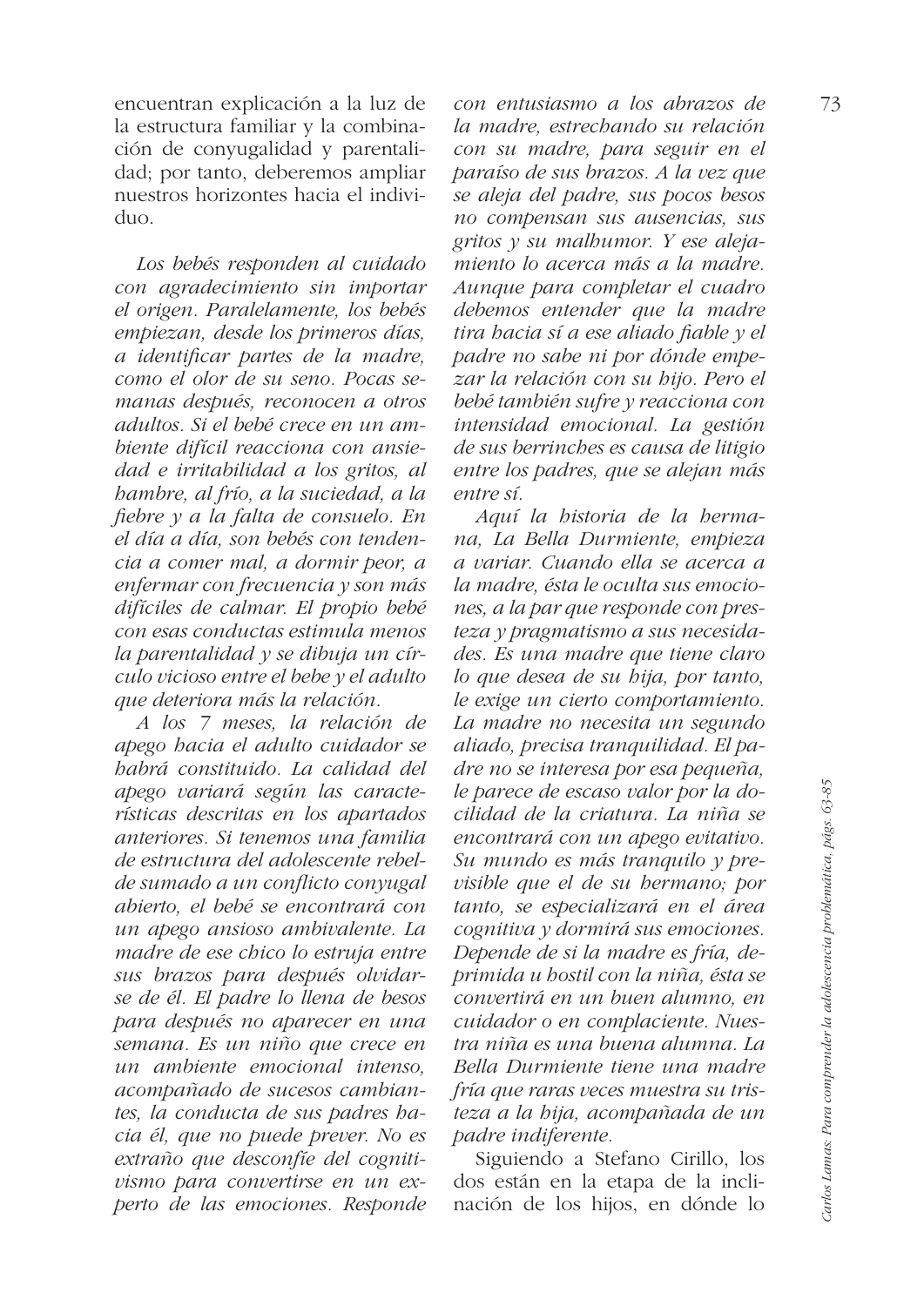encuentran explicación a la luz de la estructura familiar y la combinación de conyugalidad y parentalidad; por tanto, deberemos ampliar nuestros horizontes hacia el individuo.

*Los bebés responden al cuidado con agradecimiento sin importar el origen. Paralelamente, los bebés empiezan, desde los primeros días, a identificar partes de la madre, como el olor de su seno. Pocas semanas después, reconocen a otros adultos. Si el bebé crece en un ambiente difícil reacciona con ansiedad e irritabilidad a los gritos, al hambre, al frío, a la suciedad, a la fiebre y a la falta de consuelo. En el día a día, son bebés con tendencia a comer mal, a dormir peor, a enfermar con frecuencia y son más difíciles de calmar. El propio bebé con esas conductas estimula menos la parentalidad y se dibuja un círculo vicioso entre el bebe y el adulto que deteriora más la relación.*

*A los 7 meses, la relación de apego hacia el adulto cuidador se habrá constituido. La calidad del apego variará según las características descritas en los apartados anteriores. Si tenemos una familia de estructura del adolescente rebelde sumado a un conflicto conyugal abierto, el bebé se encontrará con un apego ansioso ambivalente. La madre de ese chico lo estruja entre sus brazos para después olvidarse de él. El padre lo llena de besos para después no aparecer en una semana. Es un niño que crece en un ambiente emocional intenso, acompañado de sucesos cambiantes, la conducta de sus padres hacia él, que no puede prever. No es extraño que desconfíe del cognitivismo para convertirse en un experto de las emociones. Responde con entusiasmo a los abrazos de la madre, estrechando su relación con su madre, para seguir en el paraíso de sus brazos. A la vez que se aleja del padre, sus pocos besos no compensan sus ausencias, sus gritos y su malhumor. Y ese alejamiento lo acerca más a la madre. Aunque para completar el cuadro debemos entender que la madre tira hacia sí a ese aliado fiable y el padre no sabe ni por dónde empezar la relación con su hijo. Pero el bebé también sufre y reacciona con intensidad emocional. La gestión de sus berrinches es causa de litigio entre los padres, que se alejan más entre sí.*

*Aquí la historia de la hermana, La Bella Durmiente, empieza a variar. Cuando ella se acerca a la madre, ésta le oculta sus emociones, a la par que responde con presteza y pragmatismo a sus necesidades. Es una madre que tiene claro lo que desea de su hija, por tanto, le exige un cierto comportamiento. La madre no necesita un segundo aliado, precisa tranquilidad. El padre no se interesa por esa pequeña, le parece de escaso valor por la docilidad de la criatura. La niña se encontrará con un apego evitativo. Su mundo es más tranquilo y previsible que el de su hermano; por tanto, se especializará en el área cognitiva y dormirá sus emociones. Depende de si la madre es fría, deprimida u hostil con la niña, ésta se convertirá en un buen alumno, en cuidador o en complaciente. Nuestra niña es una buena alumna. La Bella Durmiente tiene una madre fría que raras veces muestra su tristeza a la hija, acompañada de un padre indiferente.*

Siguiendo a Stefano Cirillo, los dos están en la etapa de la inclinación de los hijos, en dónde lo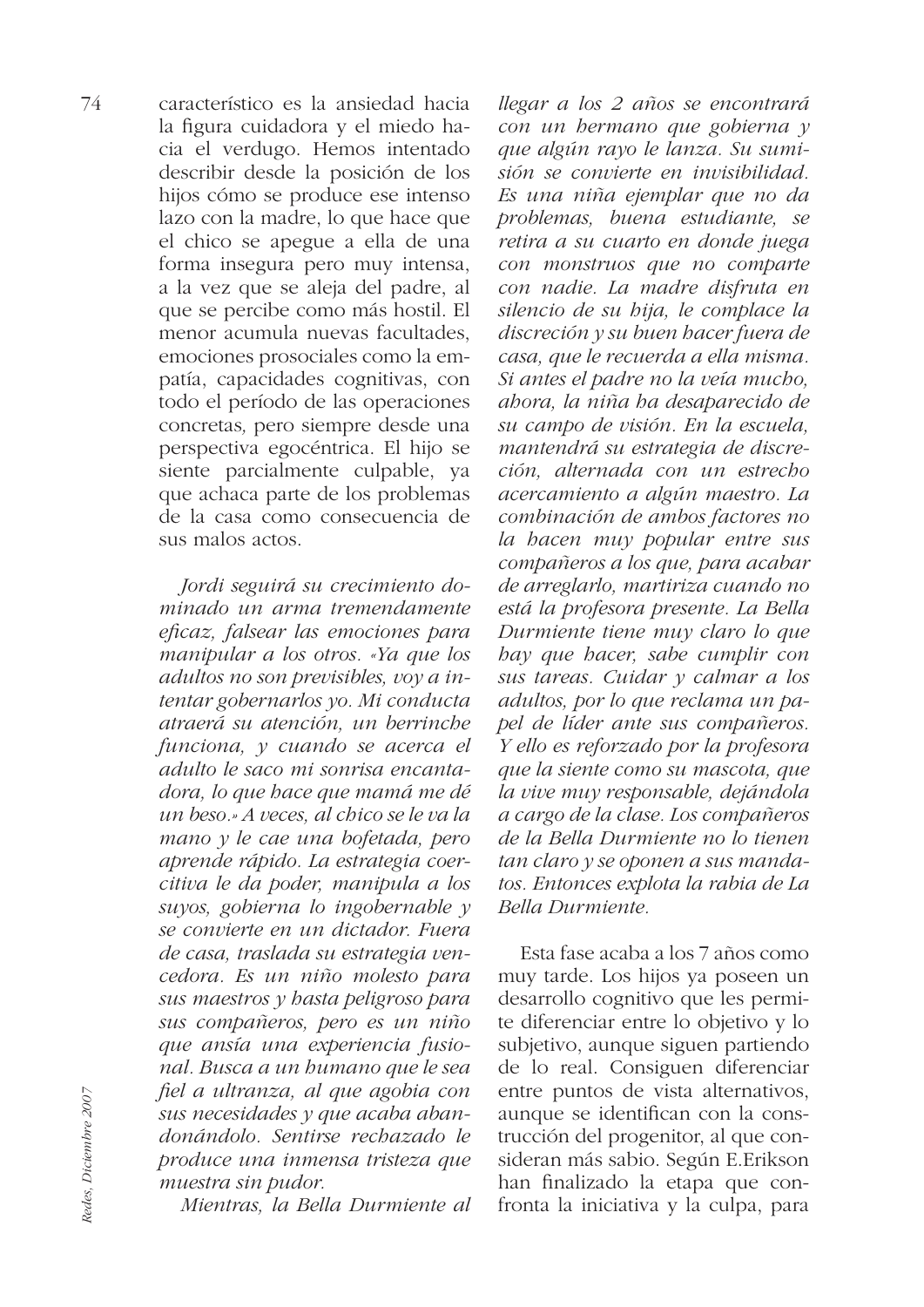característico es la ansiedad hacia la figura cuidadora y el miedo hacia el verdugo. Hemos intentado describir desde la posición de los hijos cómo se produce ese intenso lazo con la madre, lo que hace que el chico se apegue a ella de una forma insegura pero muy intensa, a la vez que se aleja del padre, al que se percibe como más hostil. El menor acumula nuevas facultades, emociones prosociales como la empatía, capacidades cognitivas, con todo el período de las operaciones concretas, pero siempre desde una perspectiva egocéntrica. El hijo se siente parcialmente culpable, ya que achaca parte de los problemas de la casa como consecuencia de sus malos actos.

*Jordi seguirá su crecimiento dominado un arma tremendamente eficaz, falsear las emociones para manipular a los otros. «Ya que los adultos no son previsibles, voy a intentar gobernarlos yo. Mi conducta atraerá su atención, un berrinche funciona, y cuando se acerca el adulto le saco mi sonrisa encantadora, lo que hace que mamá me dé un beso.» A veces, al chico se le va la mano y le cae una bofetada, pero aprende rápido. La estrategia coercitiva le da poder, manipula a los suyos, gobierna lo ingobernable y se convierte en un dictador. Fuera de casa, traslada su estrategia vencedora. Es un niño molesto para sus maestros y hasta peligroso para sus compañeros, pero es un niño que ansía una experiencia fusional. Busca a un humano que le sea fiel a ultranza, al que agobia con sus necesidades y que acaba abandonándolo. Sentirse rechazado le produce una inmensa tristeza que muestra sin pudor.*

*Mientras, la Bella Durmiente al llegar a los 2 años se encontrará con un hermano que gobierna y que algún rayo le lanza. Su sumisión se convierte en invisibilidad. Es una niña ejemplar que no da problemas, buena estudiante, se retira a su cuarto en donde juega con monstruos que no comparte con nadie. La madre disfruta en silencio de su hija, le complace la discreción y su buen hacer fuera de casa, que le recuerda a ella misma. Si antes el padre no la veía mucho, ahora, la niña ha desaparecido de su campo de visión. En la escuela, mantendrá su estrategia de discreción, alternada con un estrecho acercamiento a algún maestro. La combinación de ambos factores no la hacen muy popular entre sus compañeros a los que, para acabar de arreglarlo, martiriza cuando no está la profesora presente. La Bella Durmiente tiene muy claro lo que hay que hacer, sabe cumplir con sus tareas. Cuidar y calmar a los adultos, por lo que reclama un papel de líder ante sus compañeros. Y ello es reforzado por la profesora que la siente como su mascota, que la vive muy responsable, dejándola a cargo de la clase. Los compañeros de la Bella Durmiente no lo tienen tan claro y se oponen a sus mandatos. Entonces explota la rabia de La Bella Durmiente.*

Esta fase acaba a los 7 años como muy tarde. Los hijos ya poseen un desarrollo cognitivo que les permite diferenciar entre lo objetivo y lo subjetivo, aunque siguen partiendo de lo real. Consiguen diferenciar entre puntos de vista alternativos, aunque se identifican con la construcción del progenitor, al que consideran más sabio. Según E.Erikson han finalizado la etapa que confronta la iniciativa y la culpa, para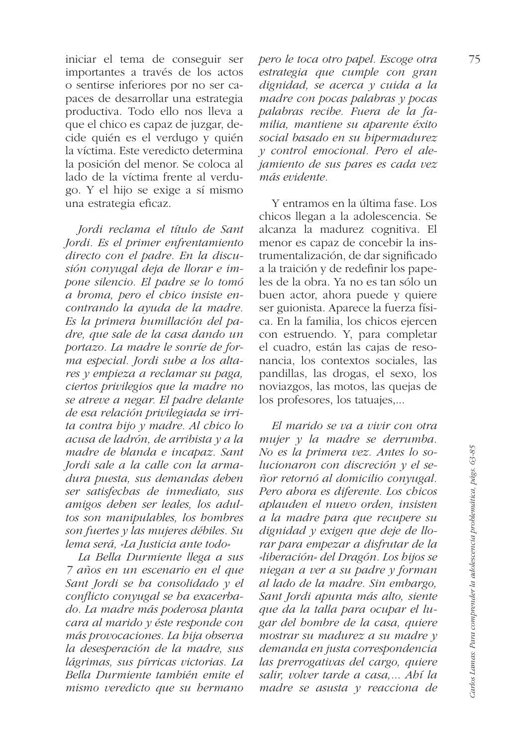iniciar el tema de conseguir ser importantes a través de los actos o sentirse inferiores por no ser capaces de desarrollar una estrategia productiva. Todo ello nos lleva a que el chico es capaz de juzgar, decide quién es el verdugo y quién la víctima. Este veredicto determina la posición del menor. Se coloca al lado de la víctima frente al verdugo. Y el hijo se exige a sí mismo una estrategia eficaz.

*Jordi reclama el título de Sant Jordi. Es el primer enfrentamiento directo con el padre. En la discusión conyugal deja de llorar e impone silencio. El padre se lo tomó a broma, pero el chico insiste encontrando la ayuda de la madre. Es la primera humillación del padre, que sale de la casa dando un portazo. La madre le sonríe de forma especial. Jordi sube a los altares y empieza a reclamar su paga, ciertos privilegios que la madre no se atreve a negar. El padre delante de esa relación privilegiada se irrita contra hijo y madre. Al chico lo acusa de ladrón, de arribista y a la madre de blanda e incapaz. Sant Jordi sale a la calle con la armadura puesta, sus demandas deben ser satisfechas de inmediato, sus amigos deben ser leales, los adultos son manipulables, los hombres son fuertes y las mujeres débiles. Su lema será, «La Justicia ante todo»*

*La Bella Durmiente llega a sus 7 años en un escenario en el que Sant Jordi se ha consolidado y el conflicto conyugal se ha exacerbado. La madre más poderosa planta cara al marido y éste responde con más provocaciones. La hija observa la desesperación de la madre, sus lágrimas, sus pírricas victorias. La Bella Durmiente también emite el mismo veredicto que su hermano pero le toca otro papel. Escoge otra estrategia que cumple con gran dignidad, se acerca y cuida a la madre con pocas palabras y pocas palabras recibe. Fuera de la familia, mantiene su aparente éxito social basado en su hipermadurez y control emocional. Pero el alejamiento de sus pares es cada vez más evidente.*

Y entramos en la última fase. Los chicos llegan a la adolescencia. Se alcanza la madurez cognitiva. El menor es capaz de concebir la instrumentalización, de dar significado a la traición y de redefinir los papeles de la obra. Ya no es tan sólo un buen actor, ahora puede y quiere ser guionista. Aparece la fuerza física. En la familia, los chicos ejercen con estruendo. Y, para completar el cuadro, están las cajas de resonancia, los contextos sociales, las pandillas, las drogas, el sexo, los noviazgos, las motos, las quejas de los profesores, los tatuajes,...

*El marido se va a vivir con otra mujer y la madre se derrumba. No es la primera vez. Antes lo solucionaron con discreción y el señor retornó al domicilio conyugal. Pero ahora es diferente. Los chicos aplauden el nuevo orden, insisten a la madre para que recupere su dignidad y exigen que deje de llorar para empezar a disfrutar de la «liberación» del Dragón. Los hijos se niegan a ver a su padre y forman al lado de la madre. Sin embargo, Sant Jordi apunta más alto, siente que da la talla para ocupar el lugar del hombre de la casa, quiere mostrar su madurez a su madre y demanda en justa correspondencia las prerrogativas del cargo, quiere salir, volver tarde a casa,... Ahí la madre se asusta y reacciona de*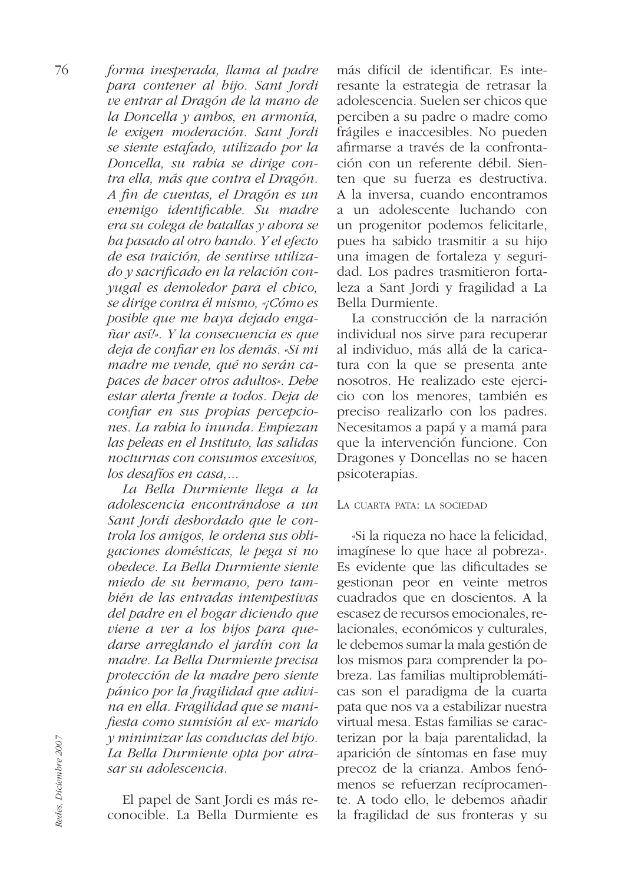*forma inesperada, llama al padre para contener al hijo. Sant Jordi ve entrar al Dragón de la mano de la Doncella y ambos, en armonía, le exigen moderación. Sant Jordi se siente estafado, utilizado por la Doncella, su rabia se dirige contra ella, más que contra el Dragón. A fin de cuentas, el Dragón es un enemigo identificable. Su madre era su colega de batallas y ahora se ha pasado al otro bando. Y el efecto de esa traición, de sentirse utilizado y sacrificado en la relación conyugal es demoledor para el chico, se dirige contra él mismo, «¡Cómo es posible que me haya dejado engañar así!». Y la consecuencia es que deja de confiar en los demás. «Si mi madre me vende, qué no serán capaces de hacer otros adultos». Debe estar alerta frente a todos. Deja de confiar en sus propias percepciones. La rabia lo inunda. Empiezan las peleas en el Instituto, las salidas nocturnas con consumos excesivos, los desafíos en casa,...*

*La Bella Durmiente llega a la adolescencia encontrándose a un Sant Jordi desbordado que le controla los amigos, le ordena sus obligaciones domésticas, le pega si no obedece. La Bella Durmiente siente miedo de su hermano, pero también de las entradas intempestivas del padre en el hogar diciendo que viene a ver a los hijos para quedarse arreglando el jardín con la madre. La Bella Durmiente precisa protección de la madre pero siente pánico por la fragilidad que adivina en ella. Fragilidad que se manifiesta como sumisión al ex- marido y minimizar las conductas del hijo. La Bella Durmiente opta por atrasar su adolescencia.*

El papel de Sant Jordi es más reconocible. La Bella Durmiente es más difícil de identificar. Es interesante la estrategia de retrasar la adolescencia. Suelen ser chicos que perciben a su padre o madre como frágiles e inaccesibles. No pueden afirmarse a través de la confrontación con un referente débil. Sienten que su fuerza es destructiva. A la inversa, cuando encontramos a un adolescente luchando con un progenitor podemos felicitarle, pues ha sabido trasmitir a su hijo una imagen de fortaleza y seguridad. Los padres trasmitieron fortaleza a Sant Jordi y fragilidad a La Bella Durmiente.

La construcción de la narración individual nos sirve para recuperar al individuo, más allá de la caricatura con la que se presenta ante nosotros. He realizado este ejercicio con los menores, también es preciso realizarlo con los padres. Necesitamos a papá y a mamá para que la intervención funcione. Con Dragones y Doncellas no se hacen psicoterapias.

## La cuarta pata: la sociedad

«Si la riqueza no hace la felicidad, imagínese lo que hace al pobreza». Es evidente que las dificultades se gestionan peor en veinte metros cuadrados que en doscientos. A la escasez de recursos emocionales, relacionales, económicos y culturales, le debemos sumar la mala gestión de los mismos para comprender la pobreza. Las familias multiproblemáticas son el paradigma de la cuarta pata que nos va a estabilizar nuestra virtual mesa. Estas familias se caracterizan por la baja parentalidad, la aparición de síntomas en fase muy precoz de la crianza. Ambos fenómenos se refuerzan recíprocamente. A todo ello, le debemos añadir la fragilidad de sus fronteras y su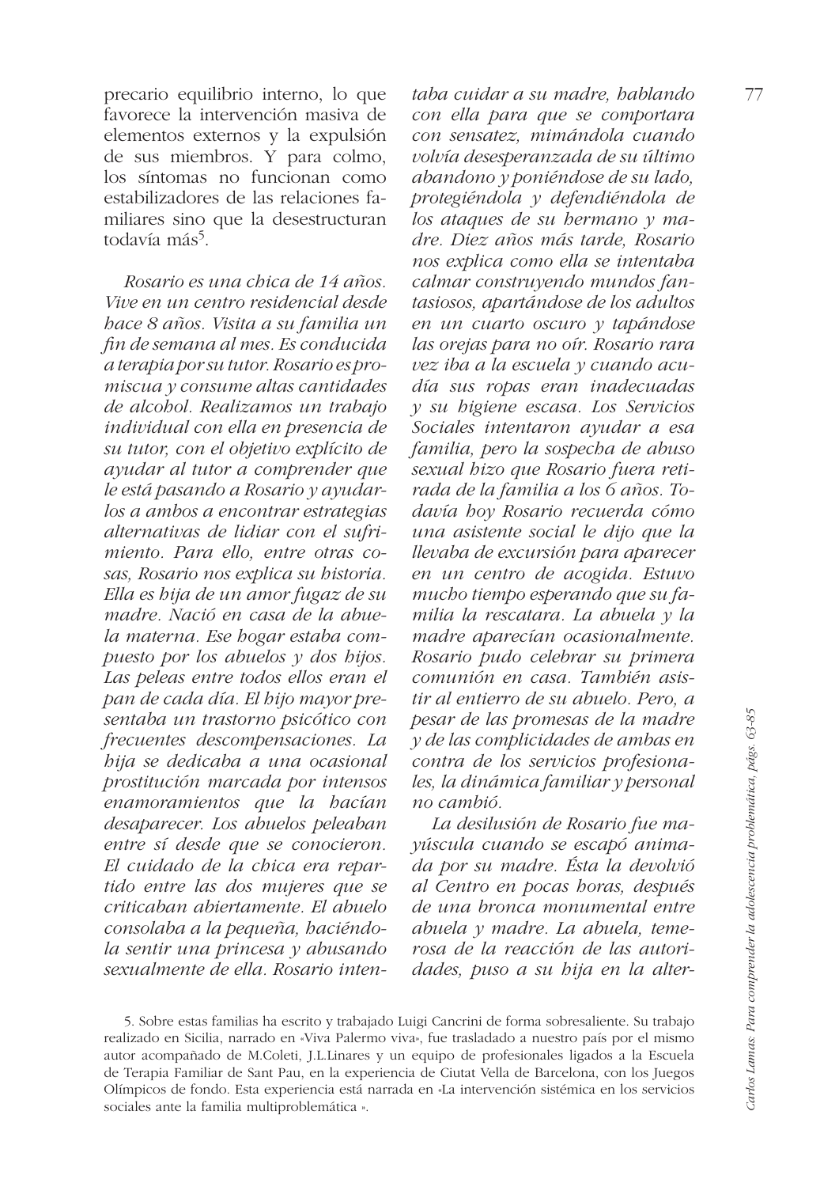precario equilibrio interno, lo que favorece la intervención masiva de elementos externos y la expulsión de sus miembros. Y para colmo, los síntomas no funcionan como estabilizadores de las relaciones familiares sino que la desestructuran todavía más[5].

*Rosario es una chica de 14 años. Vive en un centro residencial desde hace 8 años. Visita a su familia un fin de semana al mes. Es conducida a terapia por su tutor. Rosario es promiscua y consume altas cantidades de alcohol. Realizamos un trabajo individual con ella en presencia de su tutor, con el objetivo explícito de ayudar al tutor a comprender que le está pasando a Rosario y ayudarlos a ambos a encontrar estrategias alternativas de lidiar con el sufrimiento. Para ello, entre otras cosas, Rosario nos explica su historia. Ella es hija de un amor fugaz de su madre. Nació en casa de la abuela materna. Ese hogar estaba compuesto por los abuelos y dos hijos. Las peleas entre todos ellos eran el pan de cada día. El hijo mayor presentaba un trastorno psicótico con frecuentes descompensaciones. La hija se dedicaba a una ocasional prostitución marcada por intensos enamoramientos que la hacían desaparecer. Los abuelos peleaban entre sí desde que se conocieron. El cuidado de la chica era repartido entre las dos mujeres que se criticaban abiertamente. El abuelo consolaba a la pequeña, haciéndola sentir una princesa y abusando sexualmente de ella. Rosario intentaba cuidar a su madre, hablando con ella para que se comportara con sensatez, mimándola cuando volvía desesperanzada de su último abandono y poniéndose de su lado, protegiéndola y defendiéndola de los ataques de su hermano y madre. Diez años más tarde, Rosario nos explica como ella se intentaba calmar construyendo mundos fantasiosos, apartándose de los adultos en un cuarto oscuro y tapándose las orejas para no oír. Rosario rara vez iba a la escuela y cuando acudía sus ropas eran inadecuadas y su higiene escasa. Los Servicios Sociales intentaron ayudar a esa familia, pero la sospecha de abuso sexual hizo que Rosario fuera retirada de la familia a los 6 años. Todavía hoy Rosario recuerda cómo una asistente social le dijo que la llevaba de excursión para aparecer en un centro de acogida. Estuvo mucho tiempo esperando que su familia la rescatara. La abuela y la madre aparecían ocasionalmente. Rosario pudo celebrar su primera comunión en casa. También asistir al entierro de su abuelo. Pero, a pesar de las promesas de la madre y de las complicidades de ambas en contra de los servicios profesionales, la dinámica familiar y personal no cambió.*

*La desilusión de Rosario fue mayúscula cuando se escapó animada por su madre. Ésta la devolvió al Centro en pocas horas, después de una bronca monumental entre abuela y madre. La abuela, temerosa de la reacción de las autoridades, puso a su hija en la alter-*

5. Sobre estas familias ha escrito y trabajado Luigi Cancrini de forma sobresaliente. Su trabajo realizado en Sicilia, narrado en «Viva Palermo viva», fue trasladado a nuestro país por el mismo autor acompañado de M.Coleti, J.L.Linares y un equipo de profesionales ligados a la Escuela de Terapia Familiar de Sant Pau, en la experiencia de Ciutat Vella de Barcelona, con los Juegos Olímpicos de fondo. Esta experiencia está narrada en «La intervención sistémica en los servicios sociales ante la familia multiproblemática ».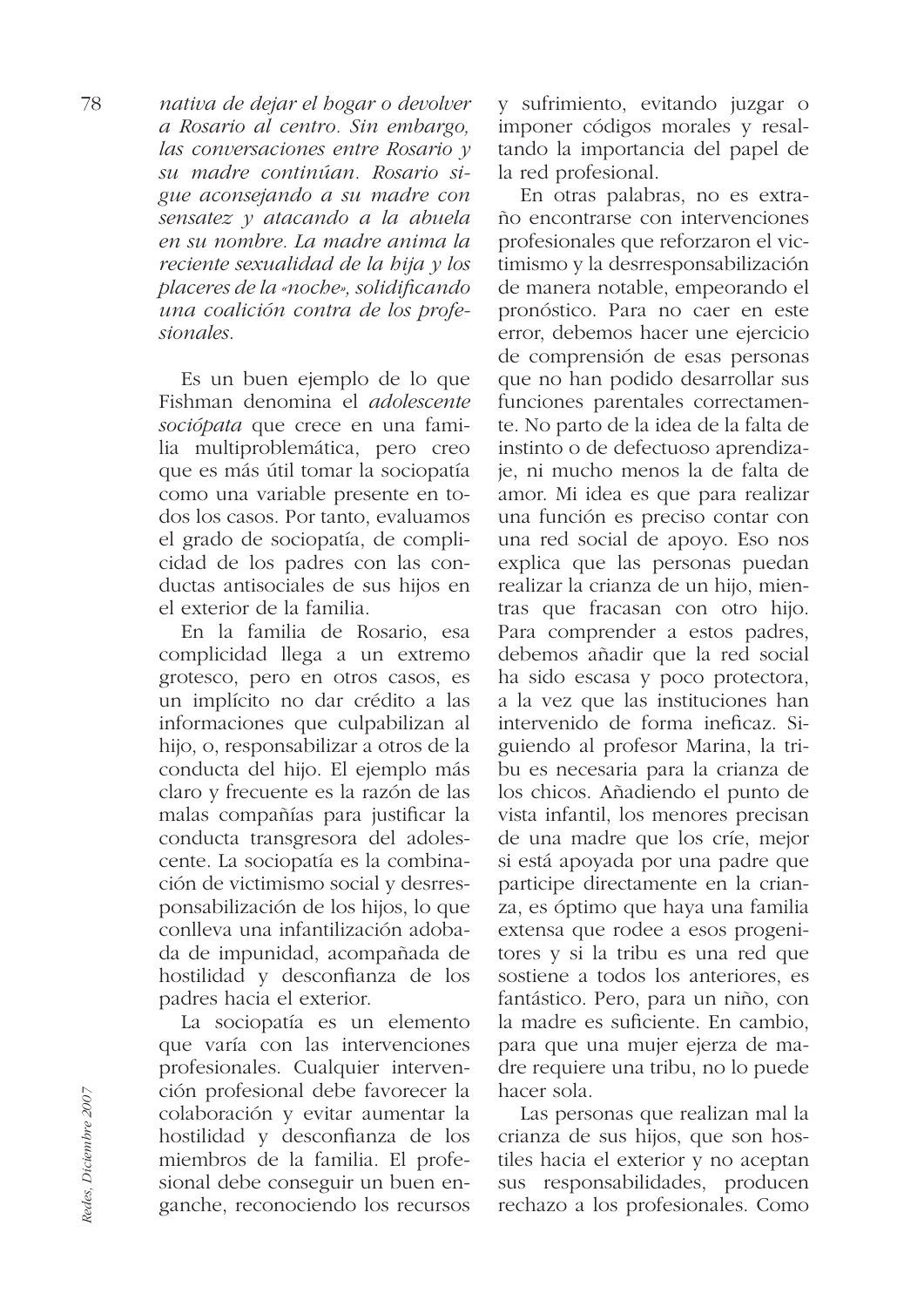*nativa de dejar el hogar o devolver a Rosario al centro. Sin embargo, las conversaciones entre Rosario y su madre continúan. Rosario sigue aconsejando a su madre con sensatez y atacando a la abuela en su nombre. La madre anima la reciente sexualidad de la hija y los placeres de la «noche», solidificando una coalición contra de los profesionales.*

Es un buen ejemplo de lo que Fishman denomina el *adolescente sociópata* que crece en una familia multiproblemática, pero creo que es más útil tomar la sociopatía como una variable presente en todos los casos. Por tanto, evaluamos el grado de sociopatía, de complicidad de los padres con las conductas antisociales de sus hijos en el exterior de la familia.

En la familia de Rosario, esa complicidad llega a un extremo grotesco, pero en otros casos, es un implícito no dar crédito a las informaciones que culpabilizan al hijo, o, responsabilizar a otros de la conducta del hijo. El ejemplo más claro y frecuente es la razón de las malas compañías para justificar la conducta transgresora del adolescente. La sociopatía es la combinación de victimismo social y desresponsabilización de los hijos, lo que conlleva una infantilización adobada de impunidad, acompañada de hostilidad y desconfianza de los padres hacia el exterior.

La sociopatía es un elemento que varía con las intervenciones profesionales. Cualquier intervención profesional debe favorecer la colaboración y evitar aumentar la hostilidad y desconfianza de los miembros de la familia. El profesional debe conseguir un buen enganche, reconociendo los recursos y sufrimiento, evitando juzgar o imponer códigos morales y resaltando la importancia del papel de la red profesional.

En otras palabras, no es extraño encontrarse con intervenciones profesionales que reforzaron el victimismo y la desrresponsabilización de manera notable, empeorando el pronóstico. Para no caer en este error, debemos hacer une ejercicio de comprensión de esas personas que no han podido desarrollar sus funciones parentales correctamente. No parto de la idea de la falta de instinto o de defectuoso aprendizaje, ni mucho menos la de falta de amor. Mi idea es que para realizar una función es preciso contar con una red social de apoyo. Eso nos explica que las personas puedan realizar la crianza de un hijo, mientras que fracasan con otro hijo. Para comprender a estos padres, debemos añadir que la red social ha sido escasa y poco protectora, a la vez que las instituciones han intervenido de forma ineficaz. Siguiendo al profesor Marina, la tribu es necesaria para la crianza de los chicos. Añadiendo el punto de vista infantil, los menores precisan de una madre que los críe, mejor si está apoyada por una padre que participe directamente en la crianza, es óptimo que haya una familia extensa que rodee a esos progenitores y si la tribu es una red que sostiene a todos los anteriores, es fantástico. Pero, para un niño, con la madre es suficiente. En cambio, para que una mujer ejerza de madre requiere una tribu, no lo puede hacer sola.

Las personas que realizan mal la crianza de sus hijos, que son hostiles hacia el exterior y no aceptan sus responsabilidades, producen rechazo a los profesionales. Como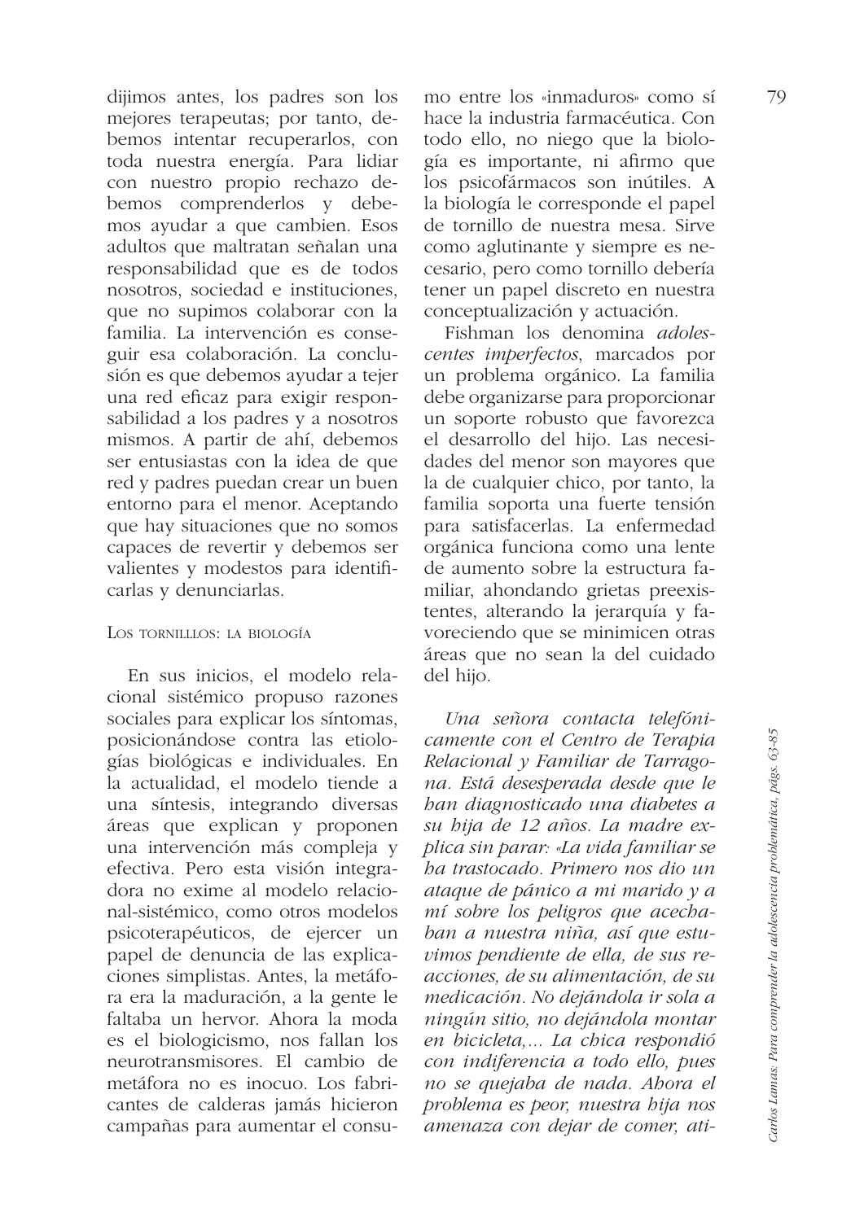dijimos antes, los padres son los mejores terapeutas; por tanto, debemos intentar recuperarlos, con toda nuestra energía. Para lidiar con nuestro propio rechazo debemos comprenderlos y debemos ayudar a que cambien. Esos adultos que maltratan señalan una responsabilidad que es de todos nosotros, sociedad e instituciones, que no supimos colaborar con la familia. La intervención es conseguir esa colaboración. La conclusión es que debemos ayudar a tejer una red eficaz para exigir responsabilidad a los padres y a nosotros mismos. A partir de ahí, debemos ser entusiastas con la idea de que red y padres puedan crear un buen entorno para el menor. Aceptando que hay situaciones que no somos capaces de revertir y debemos ser valientes y modestos para identificarlas y denunciarlas.

## Los tornilllos: la biología

En sus inicios, el modelo relacional sistémico propuso razones sociales para explicar los síntomas, posicionándose contra las etiologías biológicas e individuales. En la actualidad, el modelo tiende a una síntesis, integrando diversas áreas que explican y proponen una intervención más compleja y efectiva. Pero esta visión integradora no exime al modelo relacional-sistémico, como otros modelos psicoterapéuticos, de ejercer un papel de denuncia de las explicaciones simplistas. Antes, la metáfora era la maduración, a la gente le faltaba un hervor. Ahora la moda es el biologicismo, nos fallan los neurotransmisores. El cambio de metáfora no es inocuo. Los fabricantes de calderas jamás hicieron campañas para aumentar el consumo entre los «inmaduros» como sí hace la industria farmacéutica. Con todo ello, no niego que la biología es importante, ni afirmo que los psicofármacos son inútiles. A la biología le corresponde el papel de tornillo de nuestra mesa. Sirve como aglutinante y siempre es necesario, pero como tornillo debería tener un papel discreto en nuestra conceptualización y actuación.

Fishman los denomina *adolescentes imperfectos*, marcados por un problema orgánico. La familia debe organizarse para proporcionar un soporte robusto que favorezca el desarrollo del hijo. Las necesidades del menor son mayores que la de cualquier chico, por tanto, la familia soporta una fuerte tensión para satisfacerlas. La enfermedad orgánica funciona como una lente de aumento sobre la estructura familiar, ahondando grietas preexistentes, alterando la jerarquía y favoreciendo que se minimicen otras áreas que no sean la del cuidado del hijo.

*Una señora contacta telefónicamente con el Centro de Terapia Relacional y Familiar de Tarragona. Está desesperada desde que le han diagnosticado una diabetes a su hija de 12 años. La madre explica sin parar: «La vida familiar se ha trastocado. Primero nos dio un ataque de pánico a mi marido y a mí sobre los peligros que acechaban a nuestra niña, así que estuvimos pendiente de ella, de sus reacciones, de su alimentación, de su medicación. No dejándola ir sola a ningún sitio, no dejándola montar en bicicleta,… La chica respondió con indiferencia a todo ello, pues no se quejaba de nada. Ahora el problema es peor, nuestra hija nos amenaza con dejar de comer, ati-*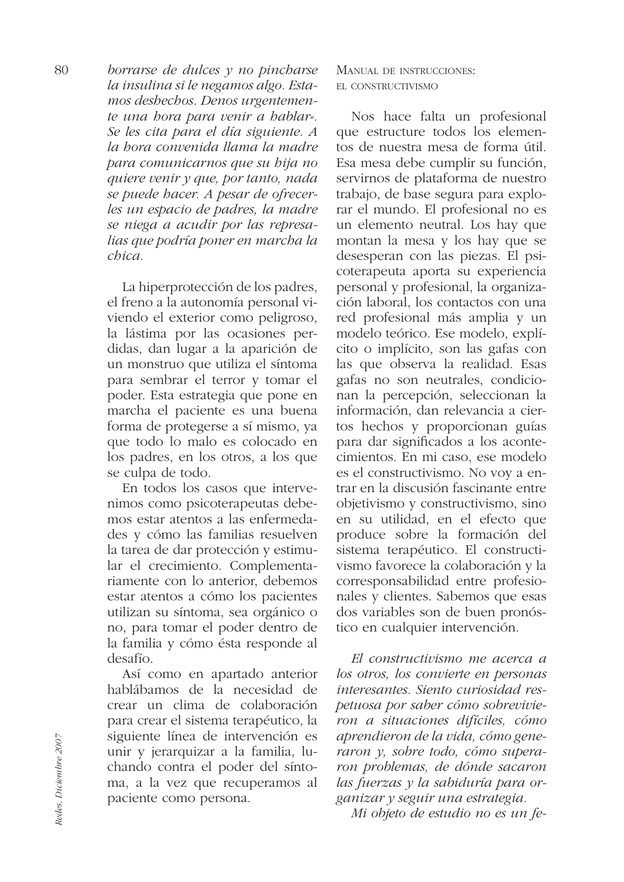*borrarse de dulces y no pincharse la insulina si le negamos algo. Estamos deshechos. Denos urgentemente una hora para venir a hablar». Se les cita para el día siguiente. A la hora convenida llama la madre para comunicarnos que su hija no quiere venir y que, por tanto, nada se puede hacer. A pesar de ofrecerles un espacio de padres, la madre se niega a acudir por las represalias que podría poner en marcha la chica.*

La hiperprotección de los padres, el freno a la autonomía personal viviendo el exterior como peligroso, la lástima por las ocasiones perdidas, dan lugar a la aparición de un monstruo que utiliza el síntoma para sembrar el terror y tomar el poder. Esta estrategia que pone en marcha el paciente es una buena forma de protegerse a sí mismo, ya que todo lo malo es colocado en los padres, en los otros, a los que se culpa de todo.

En todos los casos que intervenimos como psicoterapeutas debemos estar atentos a las enfermedades y cómo las familias resuelven la tarea de dar protección y estimular el crecimiento. Complementariamente con lo anterior, debemos estar atentos a cómo los pacientes utilizan su síntoma, sea orgánico o no, para tomar el poder dentro de la familia y cómo ésta responde al desafío.

Así como en apartado anterior hablábamos de la necesidad de crear un clima de colaboración para crear el sistema terapéutico, la siguiente línea de intervención es unir y jerarquizar a la familia, luchando contra el poder del síntoma, a la vez que recuperamos al paciente como persona.

## Manual de instrucciones: el constructivismo

Nos hace falta un profesional que estructure todos los elementos de nuestra mesa de forma útil. Esa mesa debe cumplir su función, servirnos de plataforma de nuestro trabajo, de base segura para explorar el mundo. El profesional no es un elemento neutral. Los hay que montan la mesa y los hay que se desesperan con las piezas. El psicoterapeuta aporta su experiencia personal y profesional, la organización laboral, los contactos con una red profesional más amplia y un modelo teórico. Ese modelo, explícito o implícito, son las gafas con las que observa la realidad. Esas gafas no son neutrales, condicionan la percepción, seleccionan la información, dan relevancia a ciertos hechos y proporcionan guías para dar significados a los acontecimientos. En mi caso, ese modelo es el constructivismo. No voy a entrar en la discusión fascinante entre objetivismo y constructivismo, sino en su utilidad, en el efecto que produce sobre la formación del sistema terapéutico. El constructivismo favorece la colaboración y la corresponsabilidad entre profesionales y clientes. Sabemos que esas dos variables son de buen pronóstico en cualquier intervención.

*El constructivismo me acerca a los otros, los convierte en personas interesantes. Siento curiosidad respetuosa por saber cómo sobrevivieron a situaciones difíciles, cómo aprendieron de la vida, cómo generaron y, sobre todo, cómo superaron problemas, de dónde sacaron las fuerzas y la sabiduría para organizar y seguir una estrategia.*

*Mi objeto de estudio no es un fe-*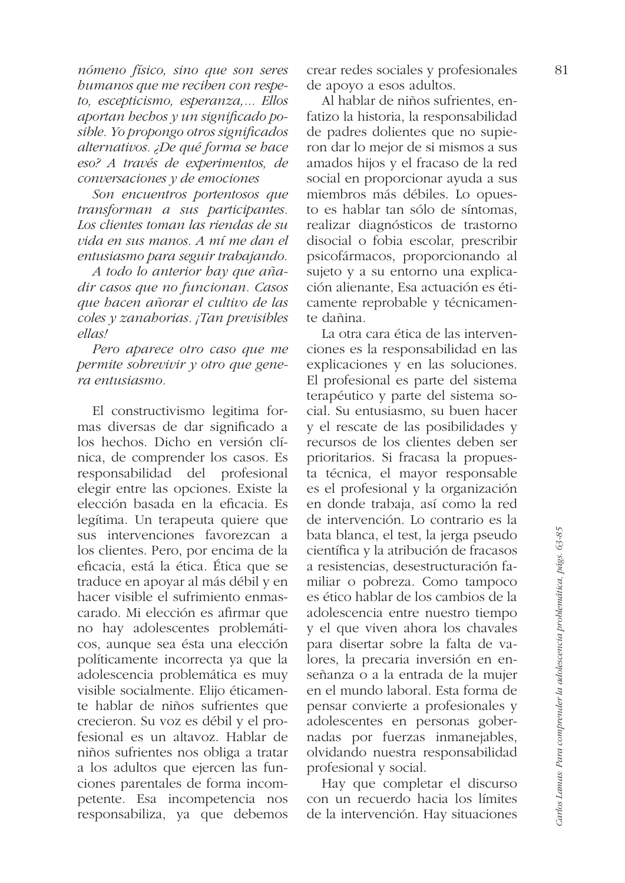*nómeno físico, sino que son seres humanos que me reciben con respeto, escepticismo, esperanza,... Ellos aportan hechos y un significado posible. Yo propongo otros significados alternativos. ¿De qué forma se hace eso? A través de experimentos, de conversaciones y de emociones*

*Son encuentros portentosos que transforman a sus participantes. Los clientes toman las riendas de su vida en sus manos. A mí me dan el entusiasmo para seguir trabajando.*

*A todo lo anterior hay que añadir casos que no funcionan. Casos que hacen añorar el cultivo de las coles y zanahorias. ¡Tan previsibles ellas!*

*Pero aparece otro caso que me permite sobrevivir y otro que genera entusiasmo.*

El constructivismo legitima formas diversas de dar significado a los hechos. Dicho en versión clínica, de comprender los casos. Es responsabilidad del profesional elegir entre las opciones. Existe la elección basada en la eficacia. Es legítima. Un terapeuta quiere que sus intervenciones favorezcan a los clientes. Pero, por encima de la eficacia, está la ética. Ética que se traduce en apoyar al más débil y en hacer visible el sufrimiento enmascarado. Mi elección es afirmar que no hay adolescentes problemáticos, aunque sea ésta una elección políticamente incorrecta ya que la adolescencia problemática es muy visible socialmente. Elijo éticamente hablar de niños sufrientes que crecieron. Su voz es débil y el profesional es un altavoz. Hablar de niños sufrientes nos obliga a tratar a los adultos que ejercen las funciones parentales de forma incompetente. Esa incompetencia nos responsabiliza, ya que debemos crear redes sociales y profesionales de apoyo a esos adultos.

Al hablar de niños sufrientes, enfatizo la historia, la responsabilidad de padres dolientes que no supieron dar lo mejor de si mismos a sus amados hijos y el fracaso de la red social en proporcionar ayuda a sus miembros más débiles. Lo opuesto es hablar tan sólo de síntomas, realizar diagnósticos de trastorno disocial o fobia escolar, prescribir psicofármacos, proporcionando al sujeto y a su entorno una explicación alienante, Esa actuación es éticamente reprobable y técnicamente dañina.

La otra cara ética de las intervenciones es la responsabilidad en las explicaciones y en las soluciones. El profesional es parte del sistema terapéutico y parte del sistema social. Su entusiasmo, su buen hacer y el rescate de las posibilidades y recursos de los clientes deben ser prioritarios. Si fracasa la propuesta técnica, el mayor responsable es el profesional y la organización en donde trabaja, así como la red de intervención. Lo contrario es la bata blanca, el test, la jerga pseudo científica y la atribución de fracasos a resistencias, desestructuración familiar o pobreza. Como tampoco es ético hablar de los cambios de la adolescencia entre nuestro tiempo y el que viven ahora los chavales para disertar sobre la falta de valores, la precaria inversión en enseñanza o a la entrada de la mujer en el mundo laboral. Esta forma de pensar convierte a profesionales y adolescentes en personas gobernadas por fuerzas inmanejables, olvidando nuestra responsabilidad profesional y social.

Hay que completar el discurso con un recuerdo hacia los límites de la intervención. Hay situaciones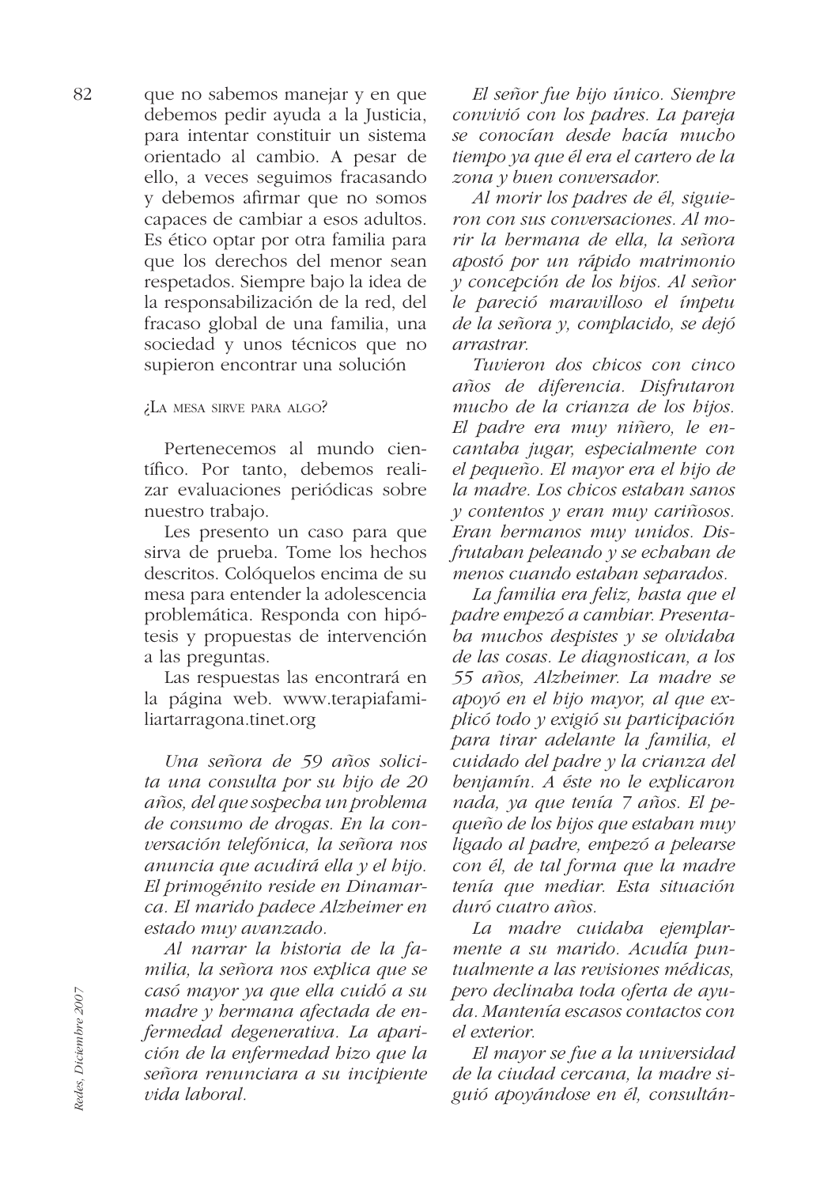que no sabemos manejar y en que debemos pedir ayuda a la Justicia, para intentar constituir un sistema orientado al cambio. A pesar de ello, a veces seguimos fracasando y debemos afirmar que no somos capaces de cambiar a esos adultos. Es ético optar por otra familia para que los derechos del menor sean respetados. Siempre bajo la idea de la responsabilización de la red, del fracaso global de una familia, una sociedad y unos técnicos que no supieron encontrar una solución

### ¿La mesa sirve para algo?

Pertenecemos al mundo científico. Por tanto, debemos realizar evaluaciones periódicas sobre nuestro trabajo.

Les presento un caso para que sirva de prueba. Tome los hechos descritos. Colóquelos encima de su mesa para entender la adolescencia problemática. Responda con hipótesis y propuestas de intervención a las preguntas.

Las respuestas las encontrará en la página web. www.terapiafamiliartarragona.tinet.org

*Una señora de 59 años solicita una consulta por su hijo de 20 años, del que sospecha un problema de consumo de drogas. En la conversación telefónica, la señora nos anuncia que acudirá ella y el hijo. El primogénito reside en Dinamarca. El marido padece Alzheimer en estado muy avanzado.*

*Al narrar la historia de la familia, la señora nos explica que se casó mayor ya que ella cuidó a su madre y hermana afectada de enfermedad degenerativa. La aparición de la enfermedad hizo que la señora renunciara a su incipiente vida laboral.*

*El señor fue hijo único. Siempre convivió con los padres. La pareja se conocían desde hacía mucho tiempo ya que él era el cartero de la zona y buen conversador.*

*Al morir los padres de él, siguieron con sus conversaciones. Al morir la hermana de ella, la señora apostó por un rápido matrimonio y concepción de los hijos. Al señor le pareció maravilloso el ímpetu de la señora y, complacido, se dejó arrastrar.*

*Tuvieron dos chicos con cinco años de diferencia. Disfrutaron mucho de la crianza de los hijos. El padre era muy niñero, le encantaba jugar, especialmente con el pequeño. El mayor era el hijo de la madre. Los chicos estaban sanos y contentos y eran muy cariñosos. Eran hermanos muy unidos. Disfrutaban peleando y se echaban de menos cuando estaban separados.*

*La familia era feliz, hasta que el padre empezó a cambiar. Presentaba muchos despistes y se olvidaba de las cosas. Le diagnostican, a los 55 años, Alzheimer. La madre se apoyó en el hijo mayor, al que explicó todo y exigió su participación para tirar adelante la familia, el cuidado del padre y la crianza del benjamín. A éste no le explicaron nada, ya que tenía 7 años. El pequeño de los hijos que estaban muy ligado al padre, empezó a pelearse con él, de tal forma que la madre tenía que mediar. Esta situación duró cuatro años.*

*La madre cuidaba ejemplarmente a su marido. Acudía puntualmente a las revisiones médicas, pero declinaba toda oferta de ayuda. Mantenía escasos contactos con el exterior.*

*El mayor se fue a la universidad de la ciudad cercana, la madre siguió apoyándose en él, consultán-*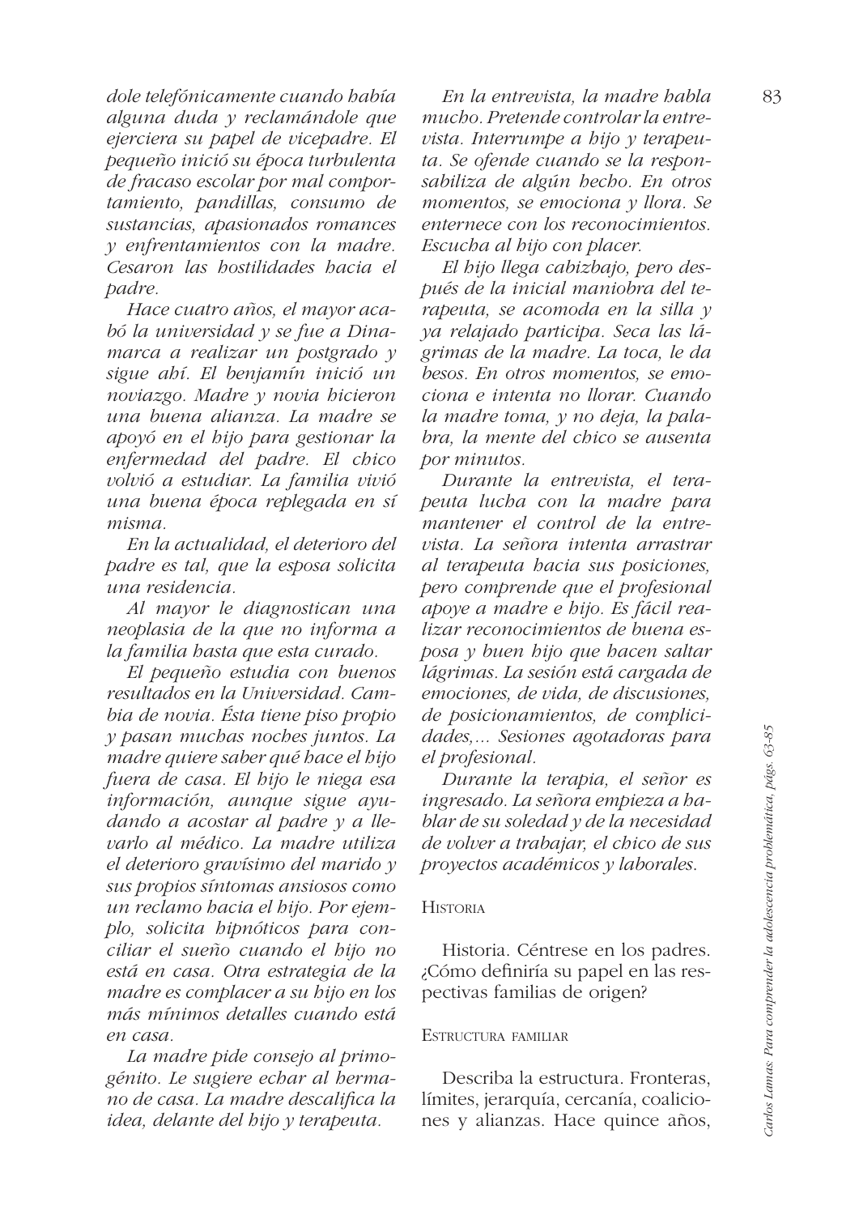*dole telefónicamente cuando había alguna duda y reclamándole que ejerciera su papel de vicepadre. El pequeño inició su época turbulenta de fracaso escolar por mal comportamiento, pandillas, consumo de sustancias, apasionados romances y enfrentamientos con la madre. Cesaron las hostilidades hacia el padre.*

*Hace cuatro años, el mayor acabó la universidad y se fue a Dinamarca a realizar un postgrado y sigue ahí. El benjamín inició un noviazgo. Madre y novia hicieron una buena alianza. La madre se apoyó en el hijo para gestionar la enfermedad del padre. El chico volvió a estudiar. La familia vivió una buena época replegada en sí misma.*

*En la actualidad, el deterioro del padre es tal, que la esposa solicita una residencia.*

*Al mayor le diagnostican una neoplasia de la que no informa a la familia hasta que esta curado.*

*El pequeño estudia con buenos resultados en la Universidad. Cambia de novia. Ésta tiene piso propio y pasan muchas noches juntos. La madre quiere saber qué hace el hijo fuera de casa. El hijo le niega esa información, aunque sigue ayudando a acostar al padre y a llevarlo al médico. La madre utiliza el deterioro gravísimo del marido y sus propios síntomas ansiosos como un reclamo hacia el hijo. Por ejemplo, solicita hipnóticos para conciliar el sueño cuando el hijo no está en casa. Otra estrategia de la madre es complacer a su hijo en los más mínimos detalles cuando está en casa.*

*La madre pide consejo al primogénito. Le sugiere echar al hermano de casa. La madre descalifica la idea, delante del hijo y terapeuta.*

*En la entrevista, la madre habla mucho. Pretende controlar la entrevista. Interrumpe a hijo y terapeuta. Se ofende cuando se la responsabiliza de algún hecho. En otros momentos, se emociona y llora. Se enternece con los reconocimientos. Escucha al hijo con placer.*

*El hijo llega cabizbajo, pero después de la inicial maniobra del terapeuta, se acomoda en la silla y ya relajado participa. Seca las lágrimas de la madre. La toca, le da besos. En otros momentos, se emociona e intenta no llorar. Cuando la madre toma, y no deja, la palabra, la mente del chico se ausenta por minutos.*

*Durante la entrevista, el terapeuta lucha con la madre para mantener el control de la entrevista. La señora intenta arrastrar al terapeuta hacia sus posiciones, pero comprende que el profesional apoye a madre e hijo. Es fácil realizar reconocimientos de buena esposa y buen hijo que hacen saltar lágrimas. La sesión está cargada de emociones, de vida, de discusiones, de posicionamientos, de complicidades,... Sesiones agotadoras para el profesional.*

*Durante la terapia, el señor es ingresado. La señora empieza a hablar de su soledad y de la necesidad de volver a trabajar, el chico de sus proyectos académicos y laborales.*

### Historia

Historia. Céntrese en los padres. ¿Cómo definiría su papel en las respectivas familias de origen?

### Estructura familiar

Describa la estructura. Fronteras, límites, jerarquía, cercanía, coaliciones y alianzas. Hace quince años,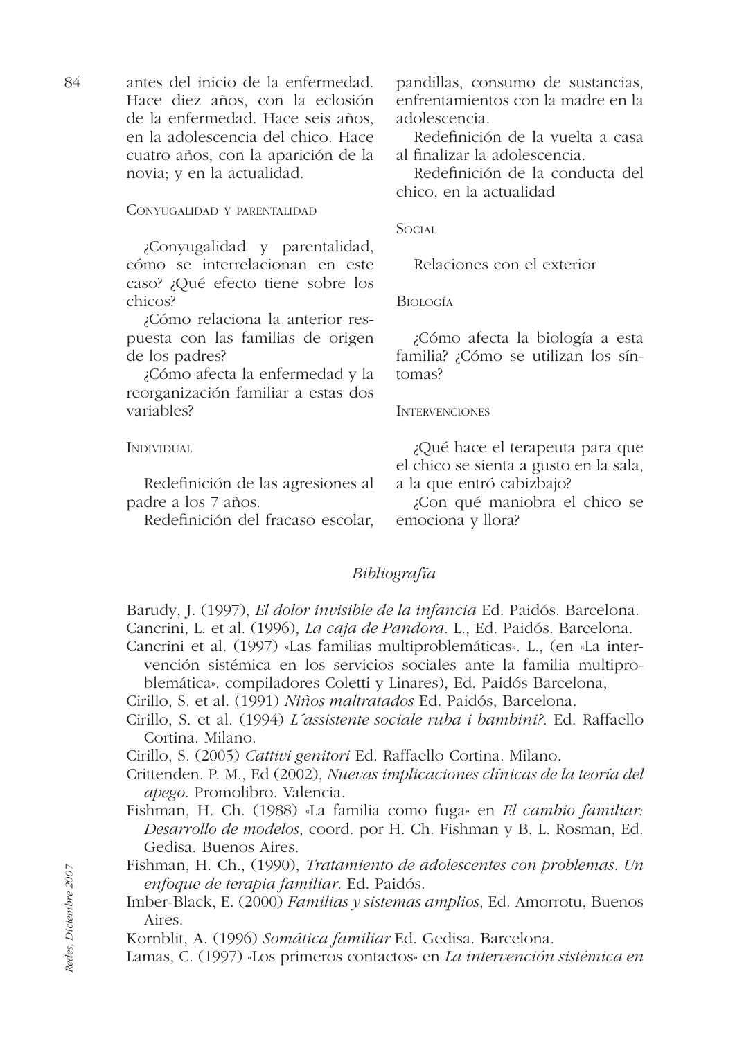antes del inicio de la enfermedad. Hace diez años, con la eclosión de la enfermedad. Hace seis años, en la adolescencia del chico. Hace cuatro años, con la aparición de la novia; y en la actualidad.

### Conyugalidad y parentalidad

¿Conyugalidad y parentalidad, cómo se interrelacionan en este caso? ¿Qué efecto tiene sobre los chicos?

¿Cómo relaciona la anterior respuesta con las familias de origen de los padres?

¿Cómo afecta la enfermedad y la reorganización familiar a estas dos variables?

### Individual

Redefinición de las agresiones al padre a los 7 años.

Redefinición del fracaso escolar, pandillas, consumo de sustancias, enfrentamientos con la madre en la adolescencia.

Redefinición de la vuelta a casa al finalizar la adolescencia.

Redefinición de la conducta del chico, en la actualidad

### Social

Relaciones con el exterior

### Biología

¿Cómo afecta la biología a esta familia? ¿Cómo se utilizan los síntomas?

### Intervenciones

¿Qué hace el terapeuta para que el chico se sienta a gusto en la sala, a la que entró cabizbajo?

¿Con qué maniobra el chico se emociona y llora?

## *Bibliografía*

Barudy, J. (1997), *El dolor invisible de la infancia* Ed. Paidós. Barcelona.

Cancrini, L. et al. (1996), *La caja de Pandora*. L., Ed. Paidós. Barcelona.

Cancrini et al. (1997) «Las familias multiproblemáticas». L., (en «La intervención sistémica en los servicios sociales ante la familia multiproblemática». compiladores Coletti y Linares), Ed. Paidós Barcelona,

Cirillo, S. et al. (1991) *Niños maltratados* Ed. Paidós, Barcelona.

Cirillo, S. et al. (1994) *L´assistente sociale ruba i bambini?*. Ed. Raffaello Cortina. Milano.

Cirillo, S. (2005) *Cattivi genitori* Ed. Raffaello Cortina. Milano.

Crittenden. P. M., Ed (2002), *Nuevas implicaciones clínicas de la teoría del apego*. Promolibro. Valencia.

Fishman, H. Ch. (1988) «La familia como fuga» en *El cambio familiar: Desarrollo de modelos*, coord. por H. Ch. Fishman y B. L. Rosman, Ed. Gedisa. Buenos Aires.

Fishman, H. Ch., (1990), *Tratamiento de adolescentes con problemas. Un enfoque de terapia familiar*. Ed. Paidós.

Imber-Black, E. (2000) *Familias y sistemas amplios*, Ed. Amorrotu, Buenos Aires.

Kornblit, A. (1996) *Somática familiar* Ed. Gedisa. Barcelona.

Lamas, C. (1997) «Los primeros contactos» en *La intervención sistémica en*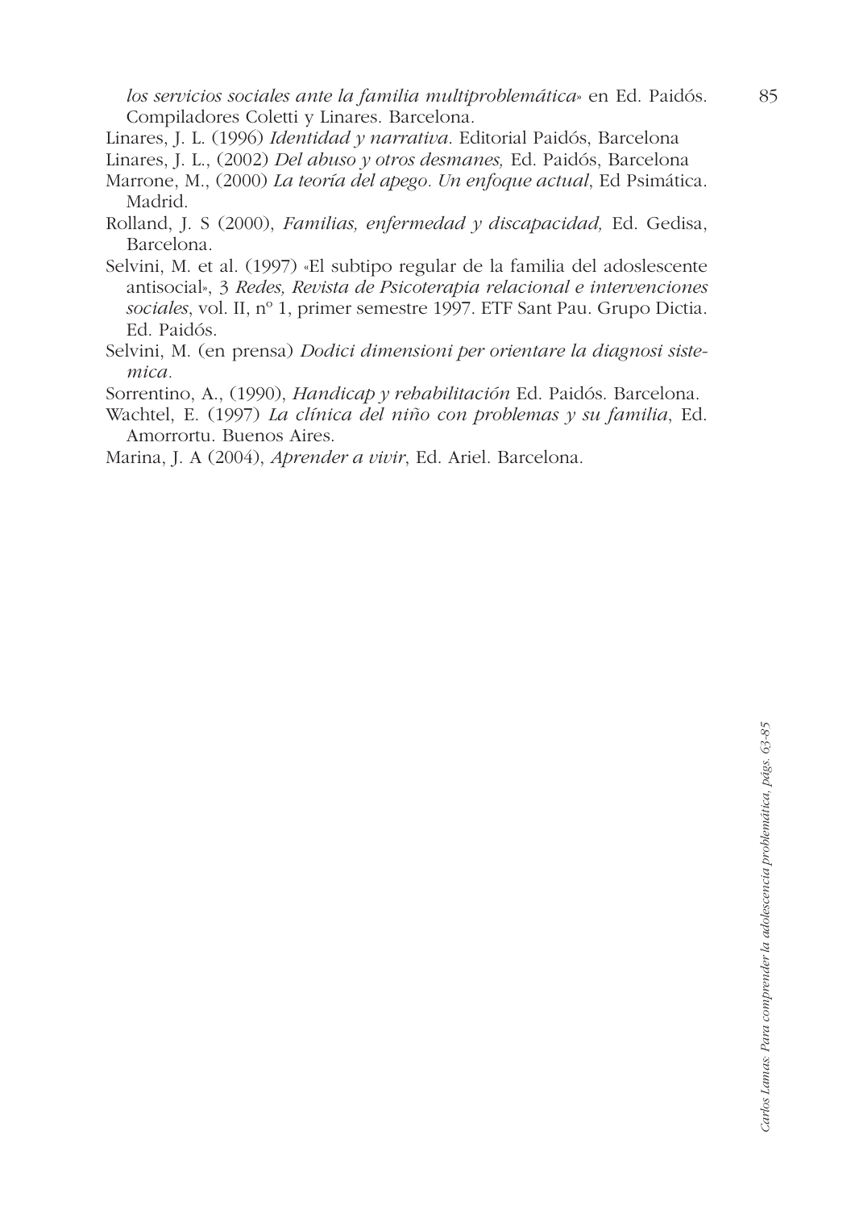*los servicios sociales ante la familia multiproblemática*» en Ed. Paidós. Compiladores Coletti y Linares. Barcelona.

Linares, J. L. (1996) *Identidad y narrativa.* Editorial Paidós, Barcelona

Linares, J. L., (2002) *Del abuso y otros desmanes,* Ed. Paidós, Barcelona

Marrone, M., (2000) *La teoría del apego. Un enfoque actual*, Ed Psimática. Madrid.

Rolland, J. S (2000), *Familias, enfermedad y discapacidad,* Ed. Gedisa, Barcelona.

Selvini, M. et al. (1997) «El subtipo regular de la familia del adoslescente antisocial», 3 *Redes, Revista de Psicoterapia relacional e intervenciones sociales*, vol. II, nº 1, primer semestre 1997. ETF Sant Pau. Grupo Dictia. Ed. Paidós.

Selvini, M. (en prensa) *Dodici dimensioni per orientare la diagnosi sistemica.*

Sorrentino, A., (1990), *Handicap y rehabilitación* Ed. Paidós. Barcelona.

Wachtel, E. (1997) *La clínica del niño con problemas y su familia*, Ed. Amorrortu. Buenos Aires.

Marina, J. A (2004), *Aprender a vivir*, Ed. Ariel. Barcelona.